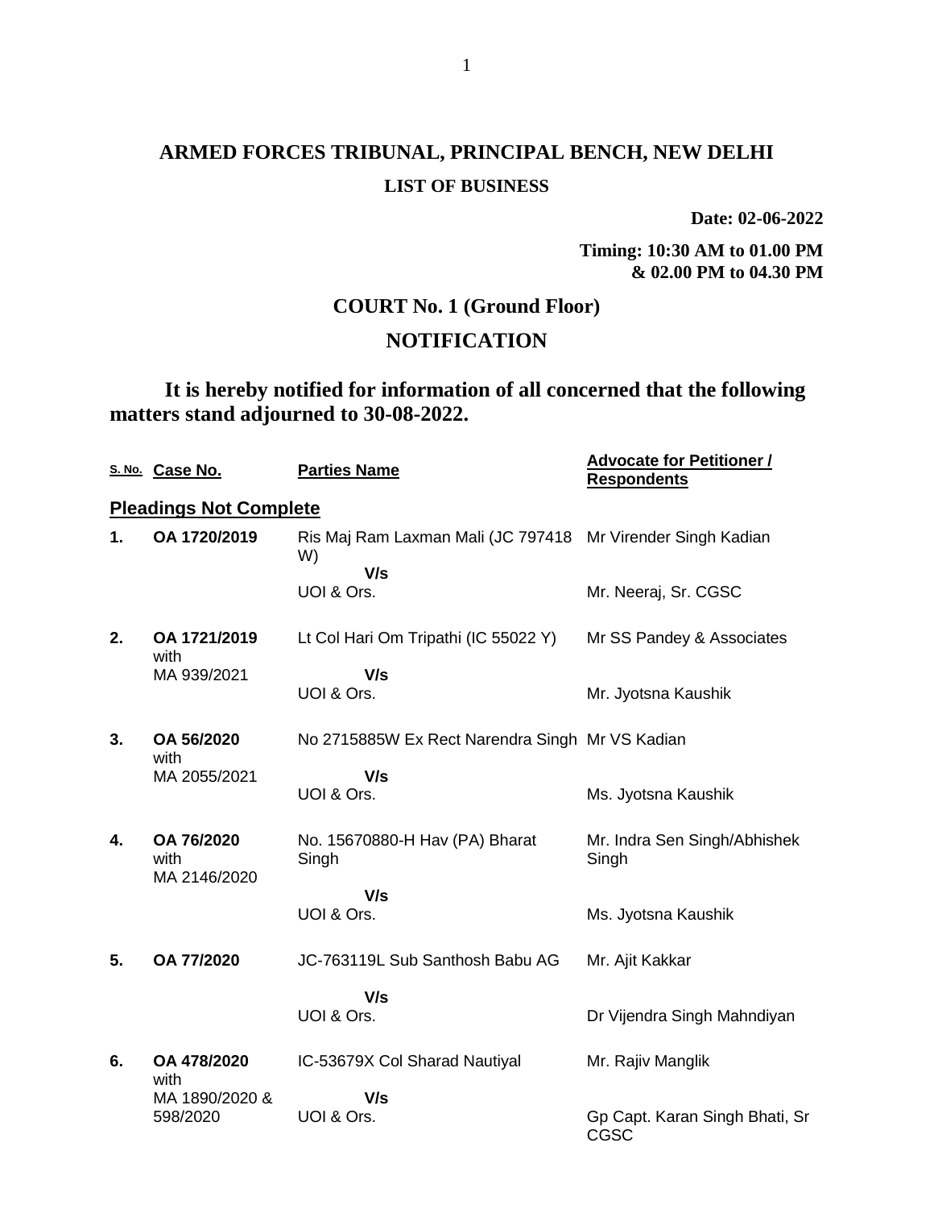# ARMED FORCES TRIBUNAL, PRINCIPAL BENCH, NEW DELHI

## LIST OF BUSINESS

**Date: 02-06-2022**

**Timing: 10:30 AM to 01.00 PM**
**& 02.00 PM to 04.30 PM**

## COURT No. 1 (Ground Floor)

## NOTIFICATION

**It is hereby notified for information of all concerned that the following matters stand adjourned to 30-08-2022.**

| S. No. | Case No. | Parties Name | Advocate for Petitioner / Respondents |
|---|---|---|---|
| **Pleadings Not Complete** | | | |
| **1.** | **OA 1720/2019** | Ris Maj Ram Laxman Mali (JC 797418 W) | Mr Virender Singh Kadian |
| | | **V/s** | |
| | | UOI & Ors. | Mr. Neeraj, Sr. CGSC |
| **2.** | **OA 1721/2019** with MA 939/2021 | Lt Col Hari Om Tripathi (IC 55022 Y) | Mr SS Pandey & Associates |
| | | **V/s** | |
| | | UOI & Ors. | Mr. Jyotsna Kaushik |
| **3.** | **OA 56/2020** with MA 2055/2021 | No 2715885W Ex Rect Narendra Singh | Mr VS Kadian |
| | | **V/s** | |
| | | UOI & Ors. | Ms. Jyotsna Kaushik |
| **4.** | **OA 76/2020** with MA 2146/2020 | No. 15670880-H Hav (PA) Bharat Singh | Mr. Indra Sen Singh/Abhishek Singh |
| | | **V/s** | |
| | | UOI & Ors. | Ms. Jyotsna Kaushik |
| **5.** | **OA 77/2020** | JC-763119L Sub Santhosh Babu AG | Mr. Ajit Kakkar |
| | | **V/s** | |
| | | UOI & Ors. | Dr Vijendra Singh Mahndiyan |
| **6.** | **OA 478/2020** with MA 1890/2020 & 598/2020 | IC-53679X Col Sharad Nautiyal | Mr. Rajiv Manglik |
| | | **V/s** | |
| | | UOI & Ors. | Gp Capt. Karan Singh Bhati, Sr CGSC |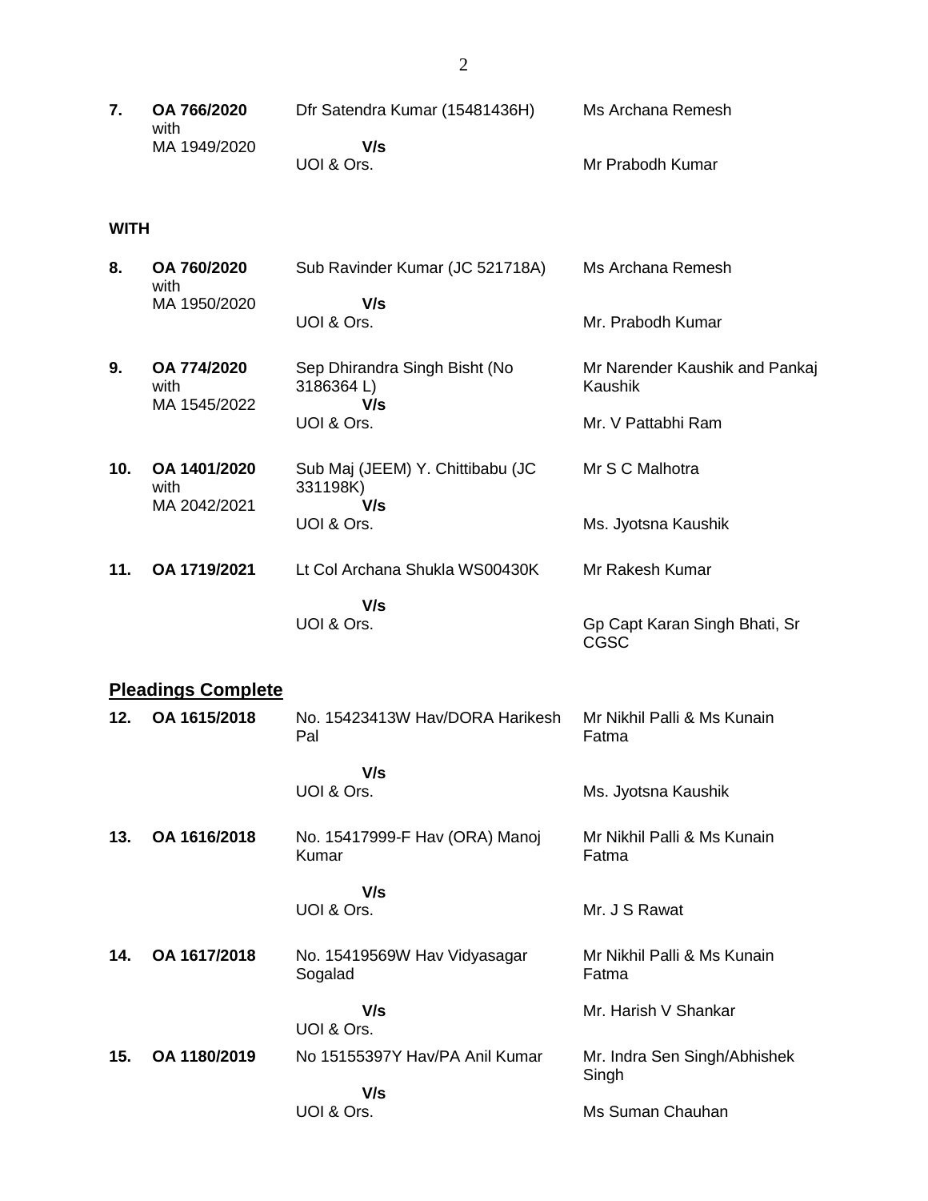| | | | |
|---|---|---|---|
| **7.** | **OA 766/2020** with MA 1949/2020 | Dfr Satendra Kumar (15481436H) **V/s** UOI & Ors. | Ms Archana Remesh<br><br>Mr Prabodh Kumar |

**WITH**

| | | | |
|---|---|---|---|
| **8.** | **OA 760/2020** with MA 1950/2020 | Sub Ravinder Kumar (JC 521718A) **V/s** UOI & Ors. | Ms Archana Remesh<br><br>Mr. Prabodh Kumar |
| **9.** | **OA 774/2020** with MA 1545/2022 | Sep Dhirandra Singh Bisht (No 3186364 L) **V/s** UOI & Ors. | Mr Narender Kaushik and Pankaj Kaushik<br><br>Mr. V Pattabhi Ram |
| **10.** | **OA 1401/2020** with MA 2042/2021 | Sub Maj (JEEM) Y. Chittibabu (JC 331198K) **V/s** UOI & Ors. | Mr S C Malhotra<br><br>Ms. Jyotsna Kaushik |
| **11.** | **OA 1719/2021** | Lt Col Archana Shukla WS00430K **V/s** UOI & Ors. | Mr Rakesh Kumar<br><br>Gp Capt Karan Singh Bhati, Sr CGSC |

## Pleadings Complete

| | | | |
|---|---|---|---|
| **12.** | **OA 1615/2018** | No. 15423413W Hav/DORA Harikesh Pal **V/s** UOI & Ors. | Mr Nikhil Palli & Ms Kunain Fatma<br><br>Ms. Jyotsna Kaushik |
| **13.** | **OA 1616/2018** | No. 15417999-F Hav (ORA) Manoj Kumar **V/s** UOI & Ors. | Mr Nikhil Palli & Ms Kunain Fatma<br><br>Mr. J S Rawat |
| **14.** | **OA 1617/2018** | No. 15419569W Hav Vidyasagar Sogalad **V/s** UOI & Ors. | Mr Nikhil Palli & Ms Kunain Fatma<br><br>Mr. Harish V Shankar |
| **15.** | **OA 1180/2019** | No 15155397Y Hav/PA Anil Kumar **V/s** UOI & Ors. | Mr. Indra Sen Singh/Abhishek Singh<br><br>Ms Suman Chauhan |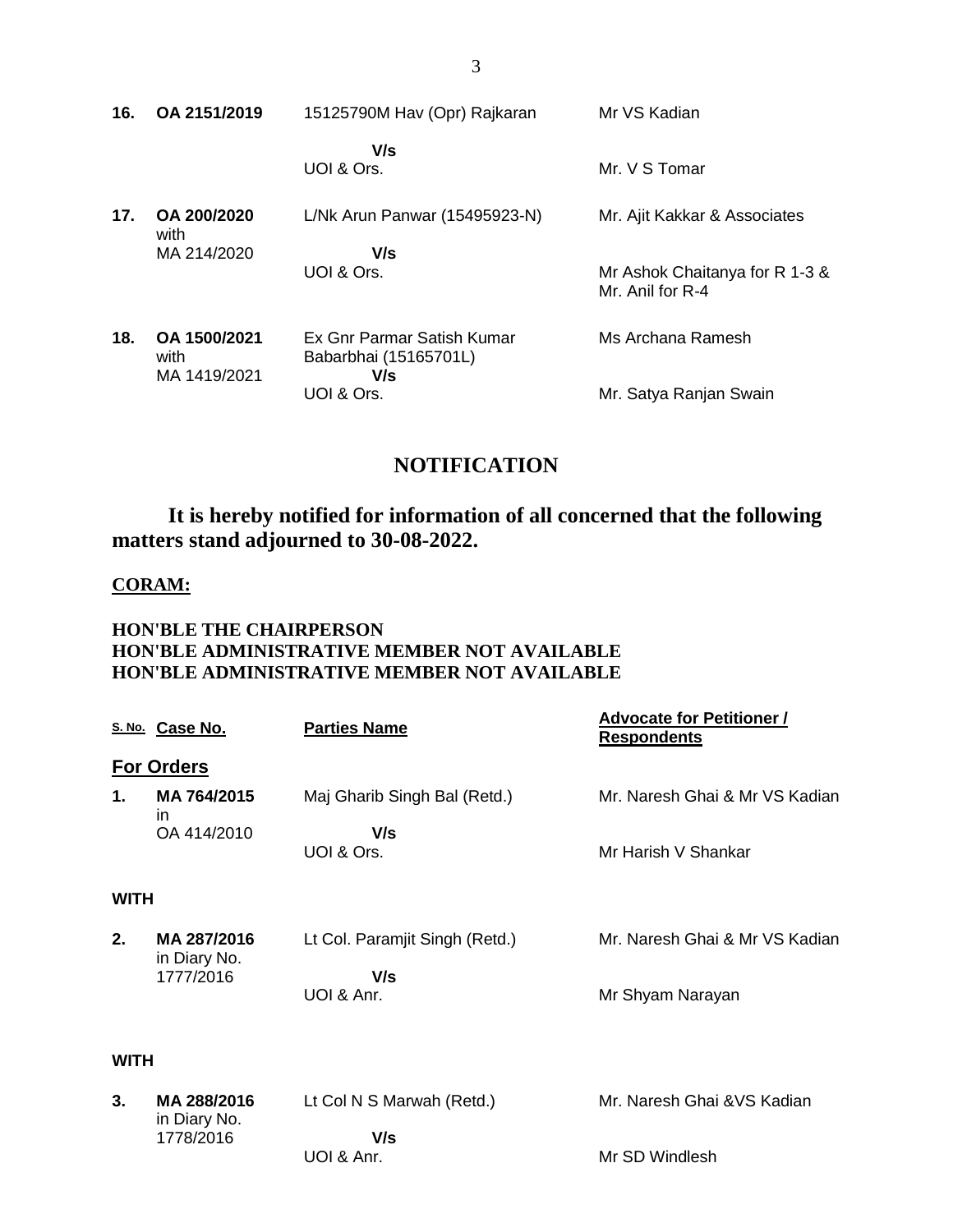| | | | |
|---|---|---|---|
| **16.** | **OA 2151/2019** | 15125790M Hav (Opr) Rajkaran<br>**V/s**<br>UOI & Ors. | Mr VS Kadian<br><br>Mr. V S Tomar |
| **17.** | **OA 200/2020** with MA 214/2020 | L/Nk Arun Panwar (15495923-N)<br>**V/s**<br>UOI & Ors. | Mr. Ajit Kakkar & Associates<br><br>Mr Ashok Chaitanya for R 1-3 & Mr. Anil for R-4 |
| **18.** | **OA 1500/2021** with MA 1419/2021 | Ex Gnr Parmar Satish Kumar Babarbhai (15165701L)<br>**V/s**<br>UOI & Ors. | Ms Archana Ramesh<br><br>Mr. Satya Ranjan Swain |

## NOTIFICATION

**It is hereby notified for information of all concerned that the following matters stand adjourned to 30-08-2022.**

**CORAM:**

**HON'BLE THE CHAIRPERSON**
**HON'BLE ADMINISTRATIVE MEMBER NOT AVAILABLE**
**HON'BLE ADMINISTRATIVE MEMBER NOT AVAILABLE**

| S. No. | Case No. | Parties Name | Advocate for Petitioner / Respondents |
|---|---|---|---|
| | **For Orders** | | |
| **1.** | **MA 764/2015** in OA 414/2010 | Maj Gharib Singh Bal (Retd.)<br>**V/s**<br>UOI & Ors. | Mr. Naresh Ghai & Mr VS Kadian<br><br>Mr Harish V Shankar |
| **WITH** | | | |
| **2.** | **MA 287/2016** in Diary No. 1777/2016 | Lt Col. Paramjit Singh (Retd.)<br>**V/s**<br>UOI & Anr. | Mr. Naresh Ghai & Mr VS Kadian<br><br>Mr Shyam Narayan |
| **WITH** | | | |
| **3.** | **MA 288/2016** in Diary No. 1778/2016 | Lt Col N S Marwah (Retd.)<br>**V/s**<br>UOI & Anr. | Mr. Naresh Ghai &VS Kadian<br><br>Mr SD Windlesh |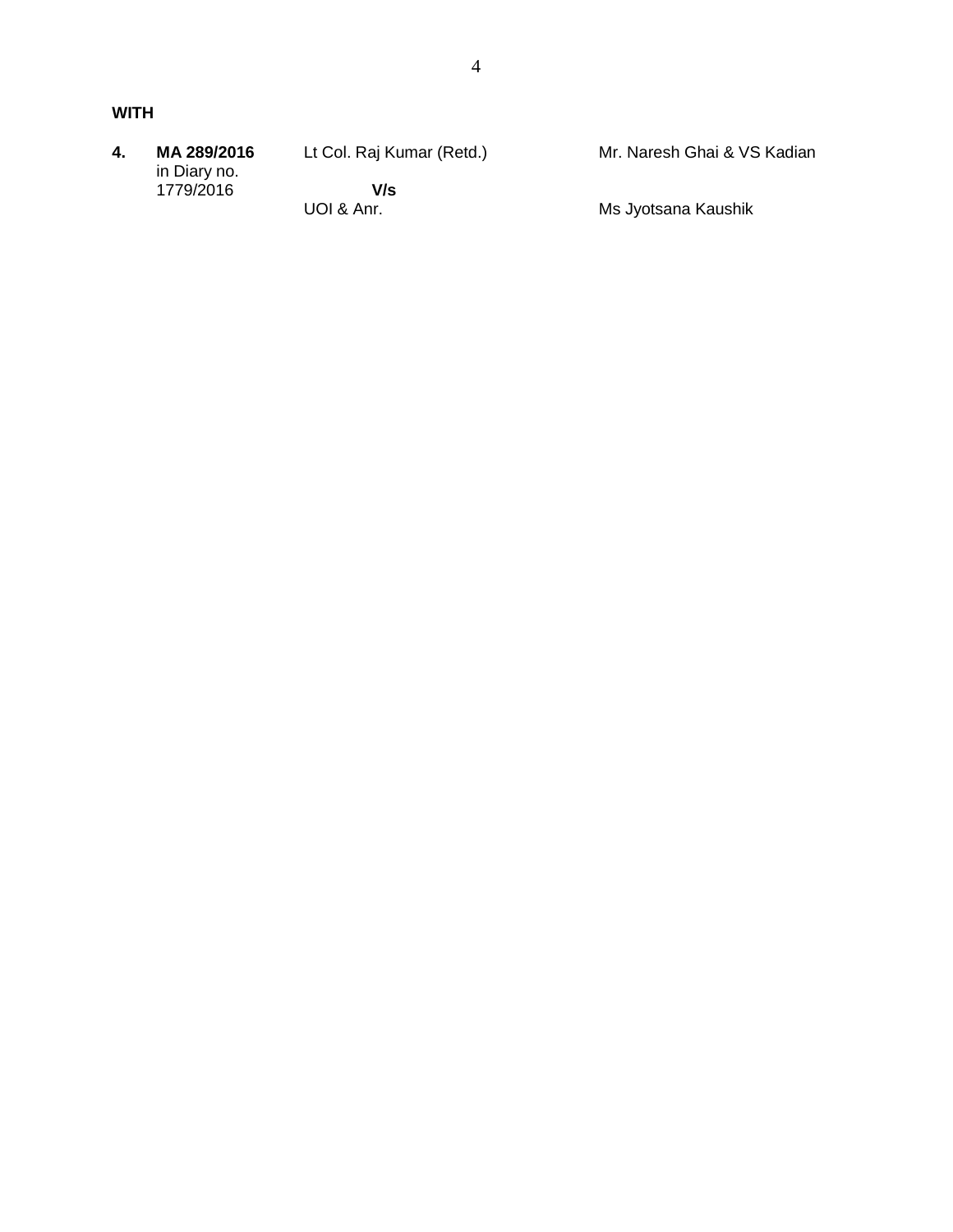**WITH**

| | | | |
|---|---|---|---|
| **4.** | **MA 289/2016** in Diary no. 1779/2016 | Lt Col. Raj Kumar (Retd.) **V/s** UOI & Anr. | Mr. Naresh Ghai & VS Kadian<br><br>Ms Jyotsana Kaushik |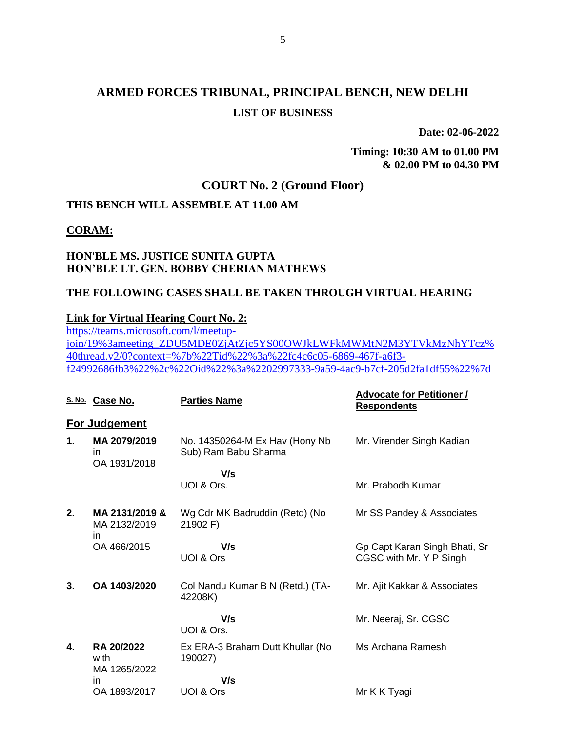# ARMED FORCES TRIBUNAL, PRINCIPAL BENCH, NEW DELHI

## LIST OF BUSINESS

**Date: 02-06-2022**

**Timing: 10:30 AM to 01.00 PM & 02.00 PM to 04.30 PM**

## COURT No. 2 (Ground Floor)

**THIS BENCH WILL ASSEMBLE AT 11.00 AM**

**CORAM:**

**HON'BLE MS. JUSTICE SUNITA GUPTA**
**HON'BLE LT. GEN. BOBBY CHERIAN MATHEWS**

**THE FOLLOWING CASES SHALL BE TAKEN THROUGH VIRTUAL HEARING**

**Link for Virtual Hearing Court No. 2:**
https://teams.microsoft.com/l/meetup-join/19%3ameeting_ZDU5MDE0ZjAtZjc5YS00OWJkLWFkMWMtN2M3YTVkMzNhYTcz%40thread.v2/0?context=%7b%22Tid%22%3a%22fc4c6c05-6869-467f-a6f3-f24992686fb3%22%2c%22Oid%22%3a%2202997333-9a59-4ac9-b7cf-205d2fa1df55%22%7d

| S. No. | Case No. | Parties Name | Advocate for Petitioner / Respondents |
|---|---|---|---|
| | **For Judgement** | | |
| **1.** | **MA 2079/2019** in OA 1931/2018 | No. 14350264-M Ex Hav (Hony Nb Sub) Ram Babu Sharma | Mr. Virender Singh Kadian |
| | | V/s UOI & Ors. | Mr. Prabodh Kumar |
| **2.** | **MA 2131/2019 &** MA 2132/2019 in OA 466/2015 | Wg Cdr MK Badruddin (Retd) (No 21902 F) | Mr SS Pandey & Associates |
| | | V/s UOI & Ors | Gp Capt Karan Singh Bhati, Sr CGSC with Mr. Y P Singh |
| **3.** | **OA 1403/2020** | Col Nandu Kumar B N (Retd.) (TA-42208K) | Mr. Ajit Kakkar & Associates |
| | | V/s UOI & Ors. | Mr. Neeraj, Sr. CGSC |
| **4.** | **RA 20/2022** with MA 1265/2022 in OA 1893/2017 | Ex ERA-3 Braham Dutt Khullar (No 190027) | Ms Archana Ramesh |
| | | V/s UOI & Ors | Mr K K Tyagi |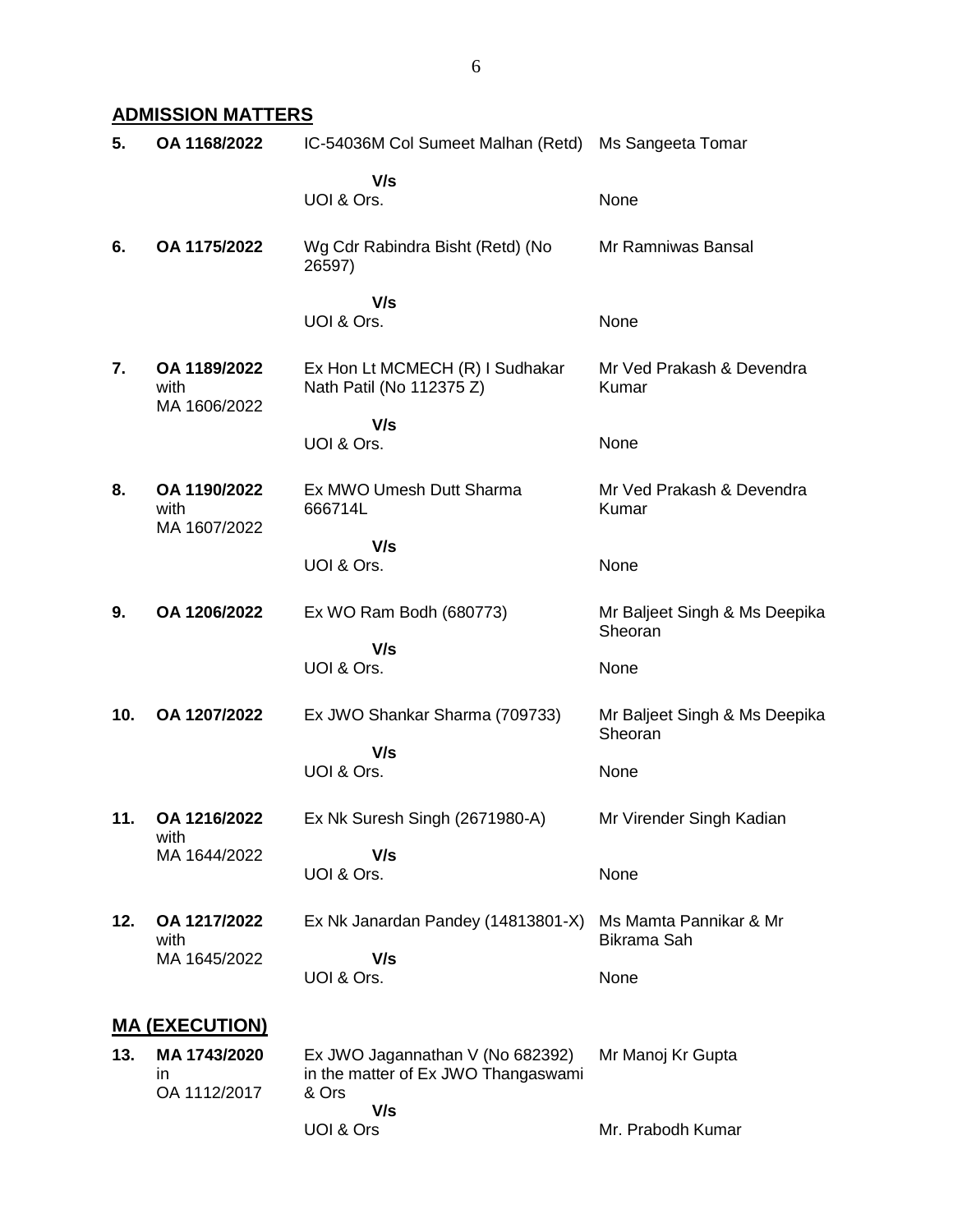## ADMISSION MATTERS

| No. | Case No. | Parties | Counsel |
|---|---|---|---|
| 5. | OA 1168/2022 | IC-54036M Col Sumeet Malhan (Retd) | Ms Sangeeta Tomar |
| | | V/s | |
| | | UOI & Ors. | None |
| 6. | OA 1175/2022 | Wg Cdr Rabindra Bisht (Retd) (No 26597) | Mr Ramniwas Bansal |
| | | V/s | |
| | | UOI & Ors. | None |
| 7. | OA 1189/2022 with MA 1606/2022 | Ex Hon Lt MCMECH (R) I Sudhakar Nath Patil (No 112375 Z) | Mr Ved Prakash & Devendra Kumar |
| | | V/s | |
| | | UOI & Ors. | None |
| 8. | OA 1190/2022 with MA 1607/2022 | Ex MWO Umesh Dutt Sharma 666714L | Mr Ved Prakash & Devendra Kumar |
| | | V/s | |
| | | UOI & Ors. | None |
| 9. | OA 1206/2022 | Ex WO Ram Bodh (680773) | Mr Baljeet Singh & Ms Deepika Sheoran |
| | | V/s | |
| | | UOI & Ors. | None |
| 10. | OA 1207/2022 | Ex JWO Shankar Sharma (709733) | Mr Baljeet Singh & Ms Deepika Sheoran |
| | | V/s | |
| | | UOI & Ors. | None |
| 11. | OA 1216/2022 with MA 1644/2022 | Ex Nk Suresh Singh (2671980-A) | Mr Virender Singh Kadian |
| | | V/s | |
| | | UOI & Ors. | None |
| 12. | OA 1217/2022 with MA 1645/2022 | Ex Nk Janardan Pandey (14813801-X) | Ms Mamta Pannikar & Mr Bikrama Sah |
| | | V/s | |
| | | UOI & Ors. | None |

## MA (EXECUTION)

| No. | Case No. | Parties | Counsel |
|---|---|---|---|
| 13. | MA 1743/2020 in OA 1112/2017 | Ex JWO Jagannathan V (No 682392) in the matter of Ex JWO Thangaswami & Ors | Mr Manoj Kr Gupta |
| | | V/s | |
| | | UOI & Ors | Mr. Prabodh Kumar |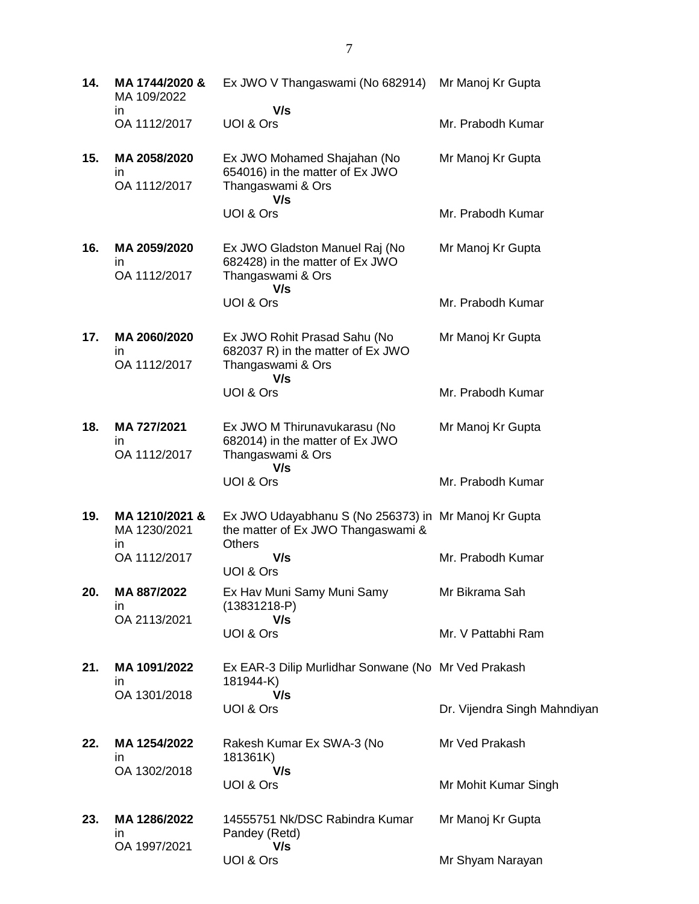| | | | |
|---|---|---|---|
| **14.** | **MA 1744/2020 &** MA 109/2022 in OA 1112/2017 | Ex JWO V Thangaswami (No 682914) **V/s** UOI & Ors | Mr Manoj Kr Gupta<br><br>Mr. Prabodh Kumar |
| **15.** | **MA 2058/2020** in OA 1112/2017 | Ex JWO Mohamed Shajahan (No 654016) in the matter of Ex JWO Thangaswami & Ors **V/s** UOI & Ors | Mr Manoj Kr Gupta<br><br>Mr. Prabodh Kumar |
| **16.** | **MA 2059/2020** in OA 1112/2017 | Ex JWO Gladston Manuel Raj (No 682428) in the matter of Ex JWO Thangaswami & Ors **V/s** UOI & Ors | Mr Manoj Kr Gupta<br><br>Mr. Prabodh Kumar |
| **17.** | **MA 2060/2020** in OA 1112/2017 | Ex JWO Rohit Prasad Sahu (No 682037 R) in the matter of Ex JWO Thangaswami & Ors **V/s** UOI & Ors | Mr Manoj Kr Gupta<br><br>Mr. Prabodh Kumar |
| **18.** | **MA 727/2021** in OA 1112/2017 | Ex JWO M Thirunavukarasu (No 682014) in the matter of Ex JWO Thangaswami & Ors **V/s** UOI & Ors | Mr Manoj Kr Gupta<br><br>Mr. Prabodh Kumar |
| **19.** | **MA 1210/2021 &** MA 1230/2021 in OA 1112/2017 | Ex JWO Udayabhanu S (No 256373) in the matter of Ex JWO Thangaswami & Others **V/s** UOI & Ors | Mr Manoj Kr Gupta<br><br>Mr. Prabodh Kumar |
| **20.** | **MA 887/2022** in OA 2113/2021 | Ex Hav Muni Samy Muni Samy (13831218-P) **V/s** UOI & Ors | Mr Bikrama Sah<br><br>Mr. V Pattabhi Ram |
| **21.** | **MA 1091/2022** in OA 1301/2018 | Ex EAR-3 Dilip Murlidhar Sonwane (No 181944-K) **V/s** UOI & Ors | Mr Ved Prakash<br><br>Dr. Vijendra Singh Mahndiyan |
| **22.** | **MA 1254/2022** in OA 1302/2018 | Rakesh Kumar Ex SWA-3 (No 181361K) **V/s** UOI & Ors | Mr Ved Prakash<br><br>Mr Mohit Kumar Singh |
| **23.** | **MA 1286/2022** in OA 1997/2021 | 14555751 Nk/DSC Rabindra Kumar Pandey (Retd) **V/s** UOI & Ors | Mr Manoj Kr Gupta<br><br>Mr Shyam Narayan |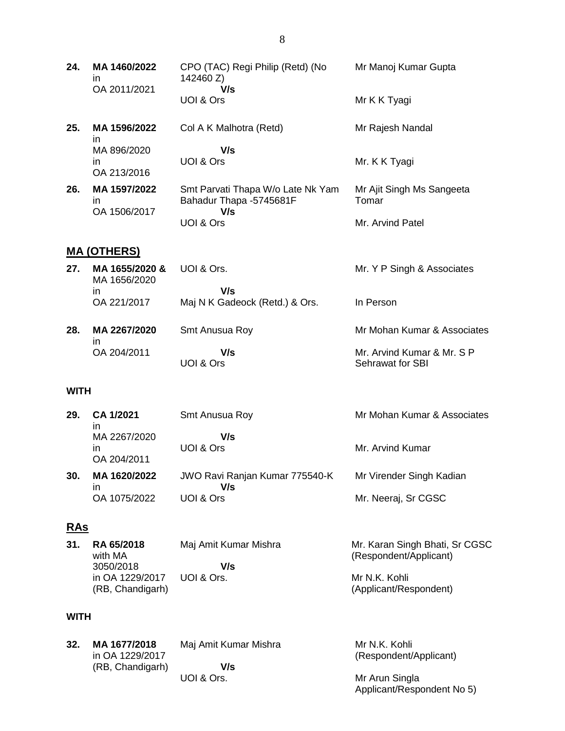| | | | |
|---|---|---|---|
| **24.** | **MA 1460/2022** in OA 2011/2021 | CPO (TAC) Regi Philip (Retd) (No 142460 Z) **V/s** UOI & Ors | Mr Manoj Kumar Gupta<br><br>Mr K K Tyagi |
| **25.** | **MA 1596/2022** in MA 896/2020 in OA 213/2016 | Col A K Malhotra (Retd) **V/s** UOI & Ors | Mr Rajesh Nandal<br><br>Mr. K K Tyagi |
| **26.** | **MA 1597/2022** in OA 1506/2017 | Smt Parvati Thapa W/o Late Nk Yam Bahadur Thapa -5745681F **V/s** UOI & Ors | Mr Ajit Singh Ms Sangeeta Tomar<br><br>Mr. Arvind Patel |

## MA (OTHERS)

| | | | |
|---|---|---|---|
| **27.** | **MA 1655/2020 &** MA 1656/2020 in OA 221/2017 | UOI & Ors. **V/s** Maj N K Gadeock (Retd.) & Ors. | Mr. Y P Singh & Associates<br><br>In Person |
| **28.** | **MA 2267/2020** in OA 204/2011 | Smt Anusua Roy **V/s** UOI & Ors | Mr Mohan Kumar & Associates<br><br>Mr. Arvind Kumar & Mr. S P Sehrawat for SBI |

**WITH**

| | | | |
|---|---|---|---|
| **29.** | **CA 1/2021** in MA 2267/2020 in OA 204/2011 | Smt Anusua Roy **V/s** UOI & Ors | Mr Mohan Kumar & Associates<br><br>Mr. Arvind Kumar |
| **30.** | **MA 1620/2022** in OA 1075/2022 | JWO Ravi Ranjan Kumar 775540-K **V/s** UOI & Ors | Mr Virender Singh Kadian<br><br>Mr. Neeraj, Sr CGSC |

## RAs

| | | | |
|---|---|---|---|
| **31.** | **RA 65/2018** with MA 3050/2018 in OA 1229/2017 (RB, Chandigarh) | Maj Amit Kumar Mishra **V/s** UOI & Ors. | Mr. Karan Singh Bhati, Sr CGSC (Respondent/Applicant)<br><br>Mr N.K. Kohli (Applicant/Respondent) |

**WITH**

| | | | |
|---|---|---|---|
| **32.** | **MA 1677/2018** in OA 1229/2017 (RB, Chandigarh) | Maj Amit Kumar Mishra **V/s** UOI & Ors. | Mr N.K. Kohli (Respondent/Applicant)<br><br>Mr Arun Singla Applicant/Respondent No 5) |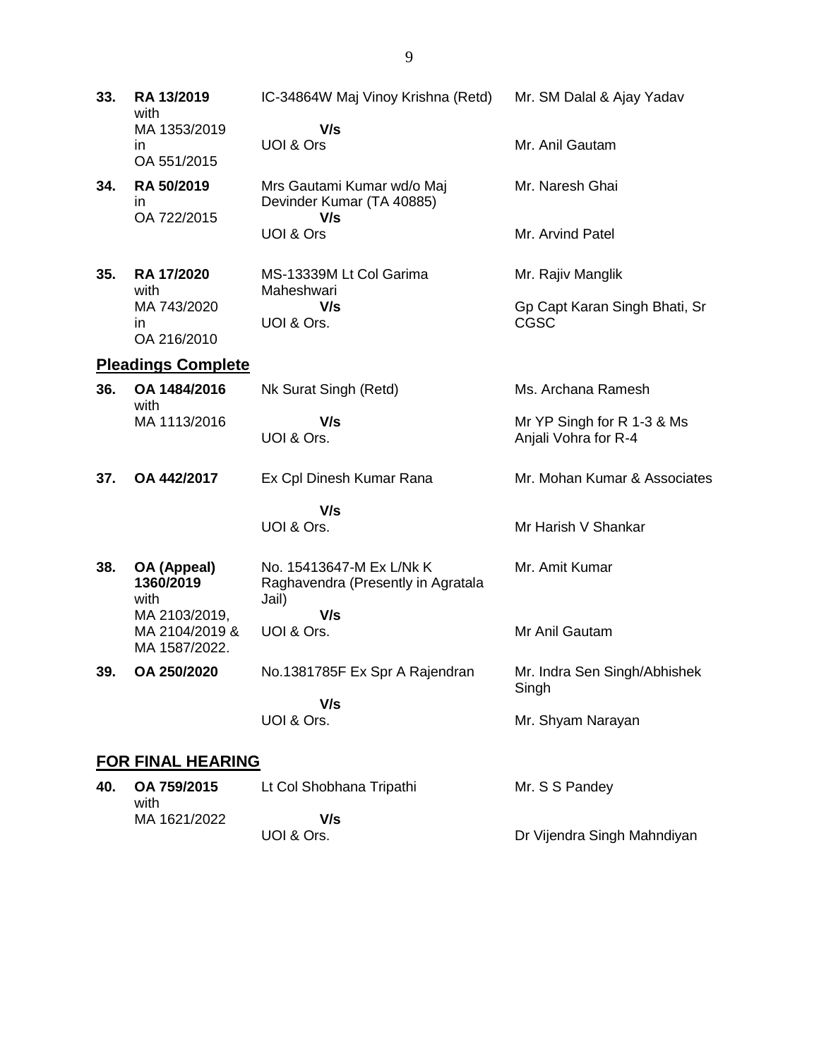| | | | |
|---|---|---|---|
| **33.** | **RA 13/2019** with MA 1353/2019 in OA 551/2015 | IC-34864W Maj Vinoy Krishna (Retd) **V/s** UOI & Ors | Mr. SM Dalal & Ajay Yadav<br><br>Mr. Anil Gautam |
| **34.** | **RA 50/2019** in OA 722/2015 | Mrs Gautami Kumar wd/o Maj Devinder Kumar (TA 40885) **V/s** UOI & Ors | Mr. Naresh Ghai<br><br>Mr. Arvind Patel |
| **35.** | **RA 17/2020** with MA 743/2020 in OA 216/2010 | MS-13339M Lt Col Garima Maheshwari **V/s** UOI & Ors. | Mr. Rajiv Manglik<br><br>Gp Capt Karan Singh Bhati, Sr CGSC |

## Pleadings Complete

| | | | |
|---|---|---|---|
| **36.** | **OA 1484/2016** with MA 1113/2016 | Nk Surat Singh (Retd) **V/s** UOI & Ors. | Ms. Archana Ramesh<br><br>Mr YP Singh for R 1-3 & Ms Anjali Vohra for R-4 |
| **37.** | **OA 442/2017** | Ex Cpl Dinesh Kumar Rana **V/s** UOI & Ors. | Mr. Mohan Kumar & Associates<br><br>Mr Harish V Shankar |
| **38.** | **OA (Appeal) 1360/2019** with MA 2103/2019, MA 2104/2019 & MA 1587/2022. | No. 15413647-M Ex L/Nk K Raghavendra (Presently in Agratala Jail) **V/s** UOI & Ors. | Mr. Amit Kumar<br><br>Mr Anil Gautam |
| **39.** | **OA 250/2020** | No.1381785F Ex Spr A Rajendran **V/s** UOI & Ors. | Mr. Indra Sen Singh/Abhishek Singh<br><br>Mr. Shyam Narayan |

## FOR FINAL HEARING

| | | | |
|---|---|---|---|
| **40.** | **OA 759/2015** with MA 1621/2022 | Lt Col Shobhana Tripathi **V/s** UOI & Ors. | Mr. S S Pandey<br><br>Dr Vijendra Singh Mahndiyan |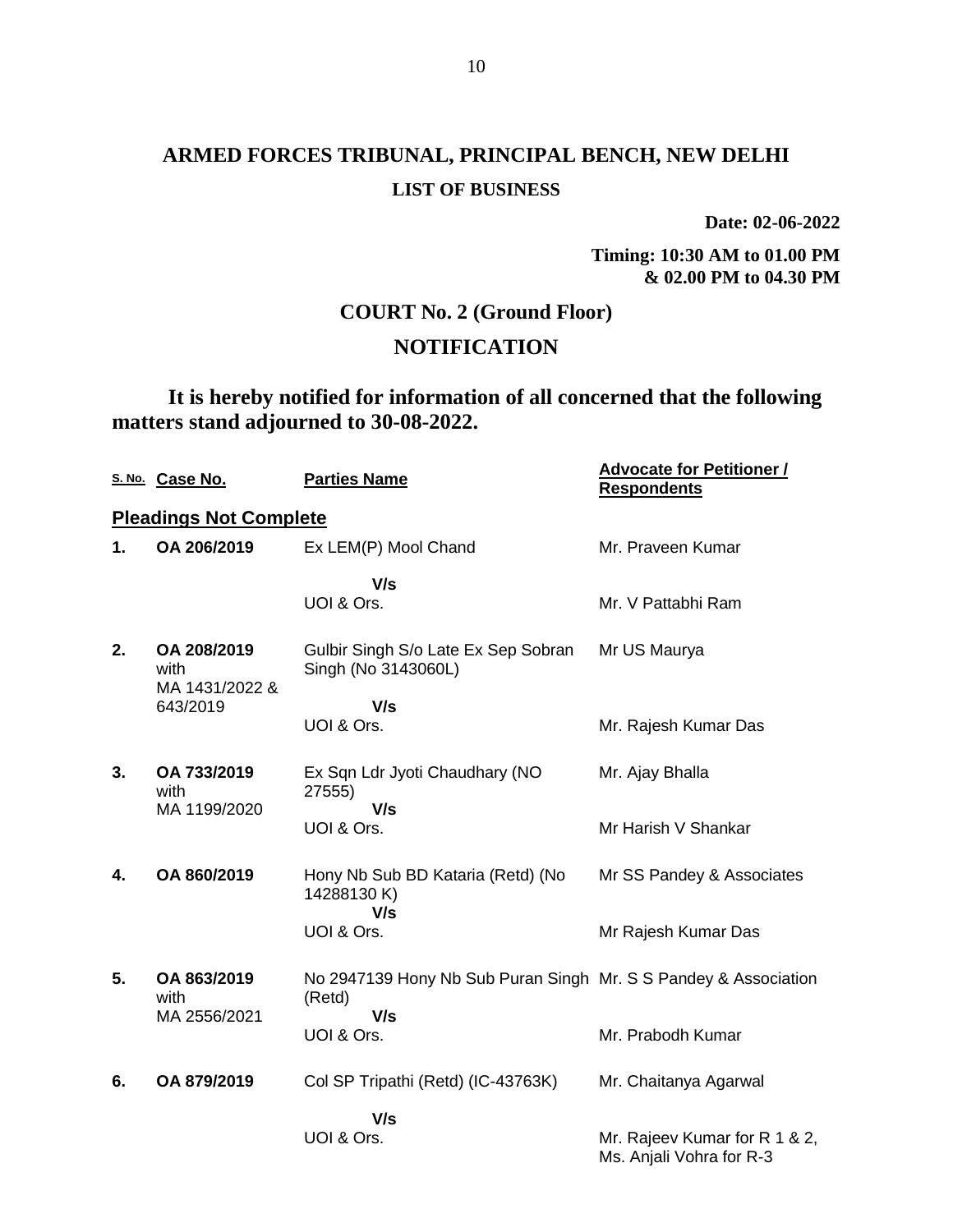# ARMED FORCES TRIBUNAL, PRINCIPAL BENCH, NEW DELHI

**LIST OF BUSINESS**

**Date: 02-06-2022**

**Timing: 10:30 AM to 01.00 PM & 02.00 PM to 04.30 PM**

## COURT No. 2 (Ground Floor)

## NOTIFICATION

**It is hereby notified for information of all concerned that the following matters stand adjourned to 30-08-2022.**

| S. No. | Case No. | Parties Name | Advocate for Petitioner / Respondents |
|---|---|---|---|
| **Pleadings Not Complete** | | | |
| **1.** | **OA 206/2019** | Ex LEM(P) Mool Chand<br>V/s<br>UOI & Ors. | Mr. Praveen Kumar<br><br>Mr. V Pattabhi Ram |
| **2.** | **OA 208/2019** with MA 1431/2022 & 643/2019 | Gulbir Singh S/o Late Ex Sep Sobran Singh (No 3143060L)<br>V/s<br>UOI & Ors. | Mr US Maurya<br><br>Mr. Rajesh Kumar Das |
| **3.** | **OA 733/2019** with MA 1199/2020 | Ex Sqn Ldr Jyoti Chaudhary (NO 27555)<br>V/s<br>UOI & Ors. | Mr. Ajay Bhalla<br><br>Mr Harish V Shankar |
| **4.** | **OA 860/2019** | Hony Nb Sub BD Kataria (Retd) (No 14288130 K)<br>V/s<br>UOI & Ors. | Mr SS Pandey & Associates<br><br>Mr Rajesh Kumar Das |
| **5.** | **OA 863/2019** with MA 2556/2021 | No 2947139 Hony Nb Sub Puran Singh (Retd)<br>V/s<br>UOI & Ors. | Mr. S S Pandey & Association<br><br>Mr. Prabodh Kumar |
| **6.** | **OA 879/2019** | Col SP Tripathi (Retd) (IC-43763K)<br>V/s<br>UOI & Ors. | Mr. Chaitanya Agarwal<br><br>Mr. Rajeev Kumar for R 1 & 2, Ms. Anjali Vohra for R-3 |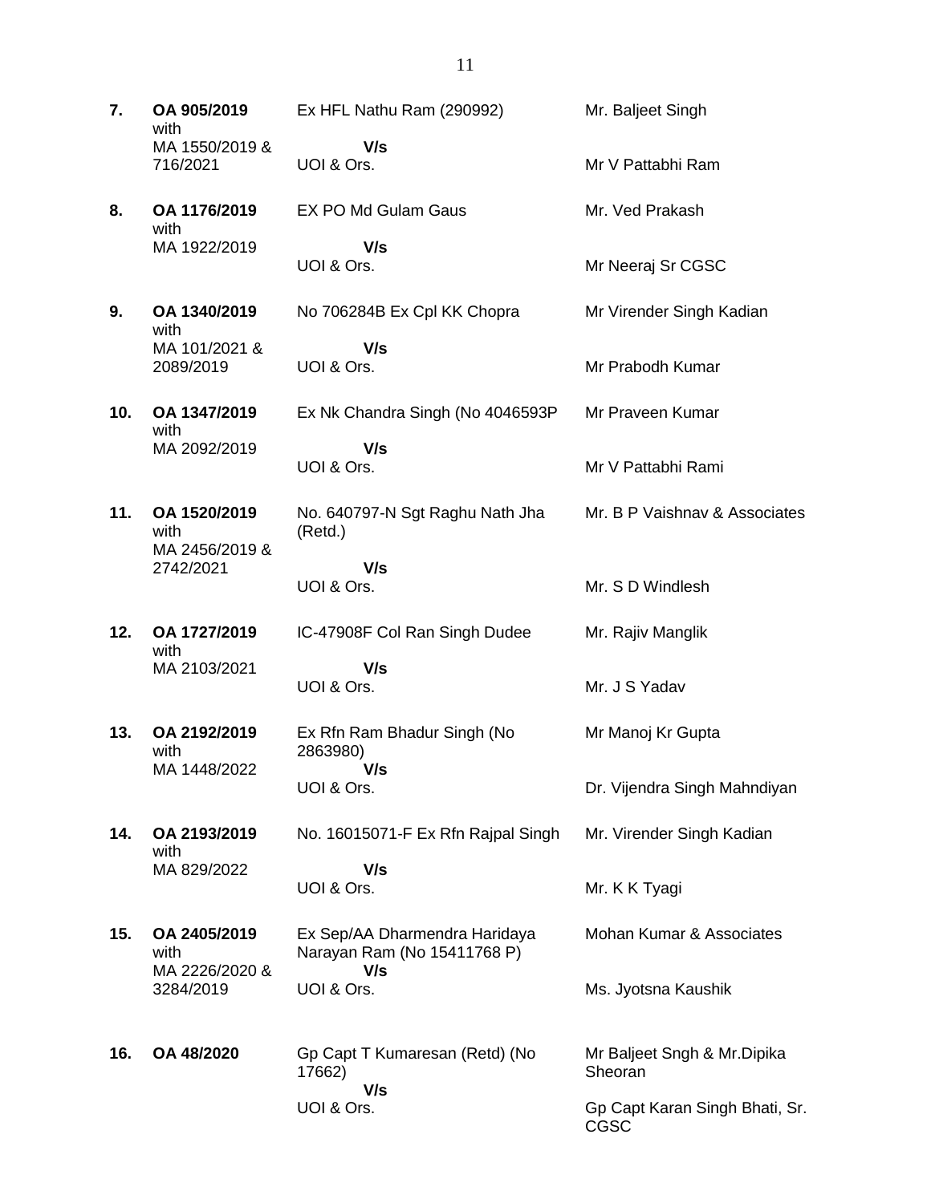| | | | |
|---|---|---|---|
| **7.** | **OA 905/2019** with MA 1550/2019 & 716/2021 | Ex HFL Nathu Ram (290992) **V/s** UOI & Ors. | Mr. Baljeet Singh<br><br>Mr V Pattabhi Ram |
| **8.** | **OA 1176/2019** with MA 1922/2019 | EX PO Md Gulam Gaus **V/s** UOI & Ors. | Mr. Ved Prakash<br><br>Mr Neeraj Sr CGSC |
| **9.** | **OA 1340/2019** with MA 101/2021 & 2089/2019 | No 706284B Ex Cpl KK Chopra **V/s** UOI & Ors. | Mr Virender Singh Kadian<br><br>Mr Prabodh Kumar |
| **10.** | **OA 1347/2019** with MA 2092/2019 | Ex Nk Chandra Singh (No 4046593P **V/s** UOI & Ors. | Mr Praveen Kumar<br><br>Mr V Pattabhi Rami |
| **11.** | **OA 1520/2019** with MA 2456/2019 & 2742/2021 | No. 640797-N Sgt Raghu Nath Jha (Retd.) **V/s** UOI & Ors. | Mr. B P Vaishnav & Associates<br><br>Mr. S D Windlesh |
| **12.** | **OA 1727/2019** with MA 2103/2021 | IC-47908F Col Ran Singh Dudee **V/s** UOI & Ors. | Mr. Rajiv Manglik<br><br>Mr. J S Yadav |
| **13.** | **OA 2192/2019** with MA 1448/2022 | Ex Rfn Ram Bhadur Singh (No 2863980) **V/s** UOI & Ors. | Mr Manoj Kr Gupta<br><br>Dr. Vijendra Singh Mahndiyan |
| **14.** | **OA 2193/2019** with MA 829/2022 | No. 16015071-F Ex Rfn Rajpal Singh **V/s** UOI & Ors. | Mr. Virender Singh Kadian<br><br>Mr. K K Tyagi |
| **15.** | **OA 2405/2019** with MA 2226/2020 & 3284/2019 | Ex Sep/AA Dharmendra Haridaya Narayan Ram (No 15411768 P) **V/s** UOI & Ors. | Mohan Kumar & Associates<br><br>Ms. Jyotsna Kaushik |
| **16.** | **OA 48/2020** | Gp Capt T Kumaresan (Retd) (No 17662) **V/s** UOI & Ors. | Mr Baljeet Sngh & Mr.Dipika Sheoran<br><br>Gp Capt Karan Singh Bhati, Sr. CGSC |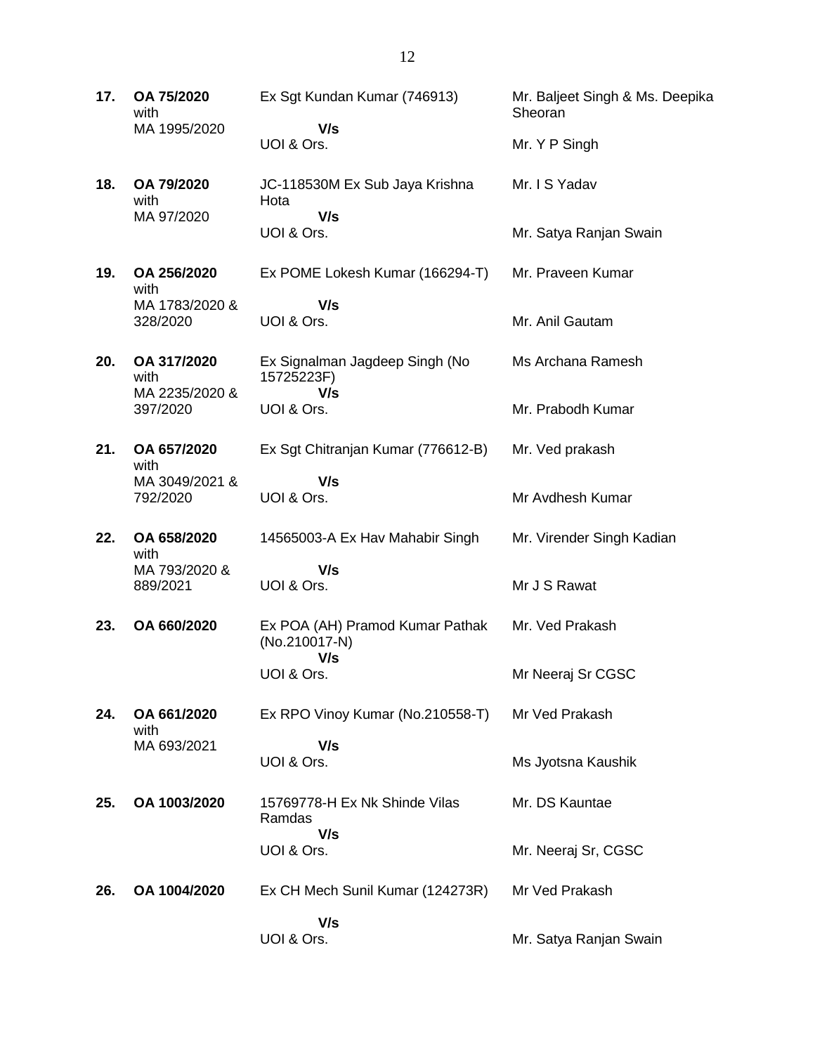| | | | |
|---|---|---|---|
| **17.** | **OA 75/2020** with MA 1995/2020 | Ex Sgt Kundan Kumar (746913) **V/s** UOI & Ors. | Mr. Baljeet Singh & Ms. Deepika Sheoran<br>Mr. Y P Singh |
| **18.** | **OA 79/2020** with MA 97/2020 | JC-118530M Ex Sub Jaya Krishna Hota **V/s** UOI & Ors. | Mr. I S Yadav<br>Mr. Satya Ranjan Swain |
| **19.** | **OA 256/2020** with MA 1783/2020 & 328/2020 | Ex POME Lokesh Kumar (166294-T) **V/s** UOI & Ors. | Mr. Praveen Kumar<br>Mr. Anil Gautam |
| **20.** | **OA 317/2020** with MA 2235/2020 & 397/2020 | Ex Signalman Jagdeep Singh (No 15725223F) **V/s** UOI & Ors. | Ms Archana Ramesh<br>Mr. Prabodh Kumar |
| **21.** | **OA 657/2020** with MA 3049/2021 & 792/2020 | Ex Sgt Chitranjan Kumar (776612-B) **V/s** UOI & Ors. | Mr. Ved prakash<br>Mr Avdhesh Kumar |
| **22.** | **OA 658/2020** with MA 793/2020 & 889/2021 | 14565003-A Ex Hav Mahabir Singh **V/s** UOI & Ors. | Mr. Virender Singh Kadian<br>Mr J S Rawat |
| **23.** | **OA 660/2020** | Ex POA (AH) Pramod Kumar Pathak (No.210017-N) **V/s** UOI & Ors. | Mr. Ved Prakash<br>Mr Neeraj Sr CGSC |
| **24.** | **OA 661/2020** with MA 693/2021 | Ex RPO Vinoy Kumar (No.210558-T) **V/s** UOI & Ors. | Mr Ved Prakash<br>Ms Jyotsna Kaushik |
| **25.** | **OA 1003/2020** | 15769778-H Ex Nk Shinde Vilas Ramdas **V/s** UOI & Ors. | Mr. DS Kauntae<br>Mr. Neeraj Sr, CGSC |
| **26.** | **OA 1004/2020** | Ex CH Mech Sunil Kumar (124273R) **V/s** UOI & Ors. | Mr Ved Prakash<br>Mr. Satya Ranjan Swain |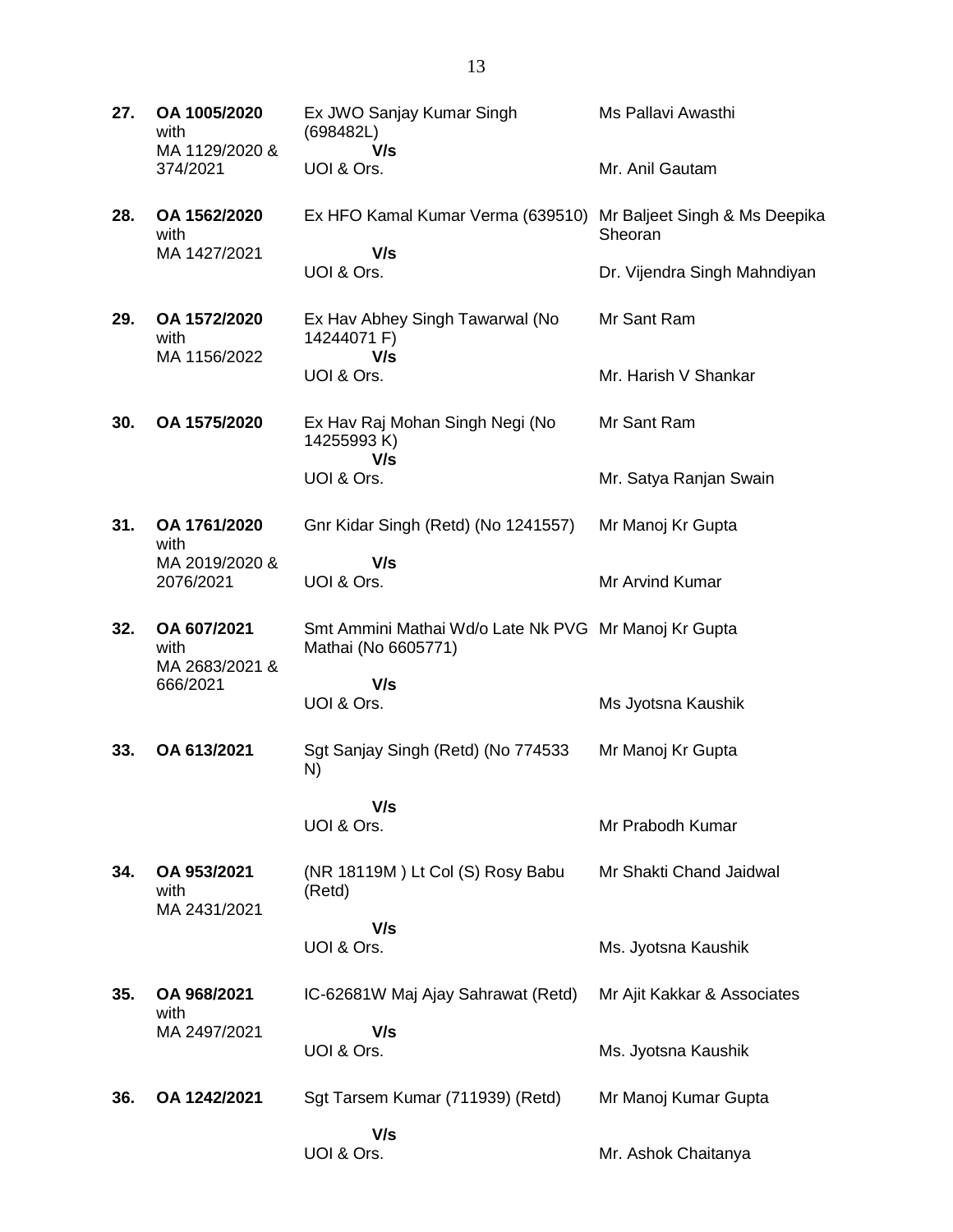| | | | |
|---|---|---|---|
| **27.** | **OA 1005/2020** with MA 1129/2020 & 374/2021 | Ex JWO Sanjay Kumar Singh (698482L) **V/s** UOI & Ors. | Ms Pallavi Awasthi<br><br>Mr. Anil Gautam |
| **28.** | **OA 1562/2020** with MA 1427/2021 | Ex HFO Kamal Kumar Verma (639510) **V/s** UOI & Ors. | Mr Baljeet Singh & Ms Deepika Sheoran<br><br>Dr. Vijendra Singh Mahndiyan |
| **29.** | **OA 1572/2020** with MA 1156/2022 | Ex Hav Abhey Singh Tawarwal (No 14244071 F) **V/s** UOI & Ors. | Mr Sant Ram<br><br>Mr. Harish V Shankar |
| **30.** | **OA 1575/2020** | Ex Hav Raj Mohan Singh Negi (No 14255993 K) **V/s** UOI & Ors. | Mr Sant Ram<br><br>Mr. Satya Ranjan Swain |
| **31.** | **OA 1761/2020** with MA 2019/2020 & 2076/2021 | Gnr Kidar Singh (Retd) (No 1241557) **V/s** UOI & Ors. | Mr Manoj Kr Gupta<br><br>Mr Arvind Kumar |
| **32.** | **OA 607/2021** with MA 2683/2021 & 666/2021 | Smt Ammini Mathai Wd/o Late Nk PVG Mathai (No 6605771) **V/s** UOI & Ors. | Mr Manoj Kr Gupta<br><br>Ms Jyotsna Kaushik |
| **33.** | **OA 613/2021** | Sgt Sanjay Singh (Retd) (No 774533 N) **V/s** UOI & Ors. | Mr Manoj Kr Gupta<br><br>Mr Prabodh Kumar |
| **34.** | **OA 953/2021** with MA 2431/2021 | (NR 18119M ) Lt Col (S) Rosy Babu (Retd) **V/s** UOI & Ors. | Mr Shakti Chand Jaidwal<br><br>Ms. Jyotsna Kaushik |
| **35.** | **OA 968/2021** with MA 2497/2021 | IC-62681W Maj Ajay Sahrawat (Retd) **V/s** UOI & Ors. | Mr Ajit Kakkar & Associates<br><br>Ms. Jyotsna Kaushik |
| **36.** | **OA 1242/2021** | Sgt Tarsem Kumar (711939) (Retd) **V/s** UOI & Ors. | Mr Manoj Kumar Gupta<br><br>Mr. Ashok Chaitanya |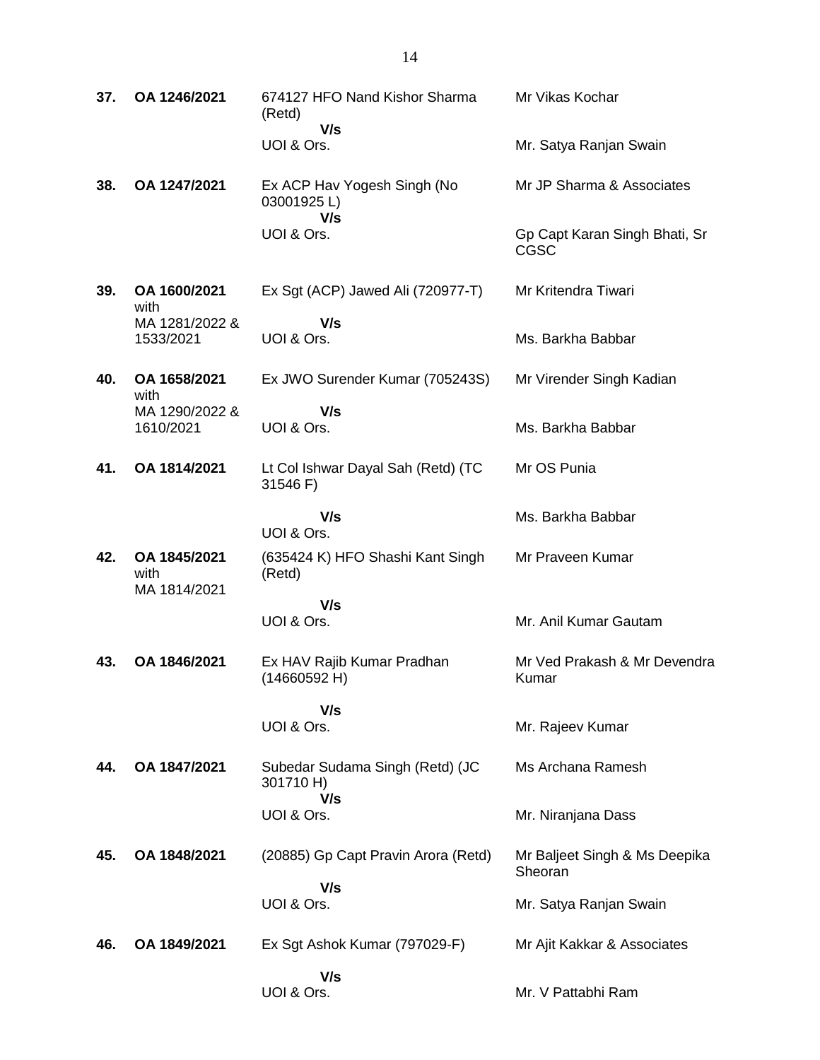| | | | |
|---|---|---|---|
| **37.** | **OA 1246/2021** | 674127 HFO Nand Kishor Sharma (Retd)<br>**V/s**<br>UOI & Ors. | Mr Vikas Kochar<br><br>Mr. Satya Ranjan Swain |
| **38.** | **OA 1247/2021** | Ex ACP Hav Yogesh Singh (No 03001925 L)<br>**V/s**<br>UOI & Ors. | Mr JP Sharma & Associates<br><br>Gp Capt Karan Singh Bhati, Sr CGSC |
| **39.** | **OA 1600/2021** with MA 1281/2022 & 1533/2021 | Ex Sgt (ACP) Jawed Ali (720977-T)<br>**V/s**<br>UOI & Ors. | Mr Kritendra Tiwari<br><br>Ms. Barkha Babbar |
| **40.** | **OA 1658/2021** with MA 1290/2022 & 1610/2021 | Ex JWO Surender Kumar (705243S)<br>**V/s**<br>UOI & Ors. | Mr Virender Singh Kadian<br><br>Ms. Barkha Babbar |
| **41.** | **OA 1814/2021** | Lt Col Ishwar Dayal Sah (Retd) (TC 31546 F)<br>**V/s**<br>UOI & Ors. | Mr OS Punia<br><br>Ms. Barkha Babbar |
| **42.** | **OA 1845/2021** with MA 1814/2021 | (635424 K) HFO Shashi Kant Singh (Retd)<br>**V/s**<br>UOI & Ors. | Mr Praveen Kumar<br><br>Mr. Anil Kumar Gautam |
| **43.** | **OA 1846/2021** | Ex HAV Rajib Kumar Pradhan (14660592 H)<br>**V/s**<br>UOI & Ors. | Mr Ved Prakash & Mr Devendra Kumar<br><br>Mr. Rajeev Kumar |
| **44.** | **OA 1847/2021** | Subedar Sudama Singh (Retd) (JC 301710 H)<br>**V/s**<br>UOI & Ors. | Ms Archana Ramesh<br><br>Mr. Niranjana Dass |
| **45.** | **OA 1848/2021** | (20885) Gp Capt Pravin Arora (Retd)<br>**V/s**<br>UOI & Ors. | Mr Baljeet Singh & Ms Deepika Sheoran<br><br>Mr. Satya Ranjan Swain |
| **46.** | **OA 1849/2021** | Ex Sgt Ashok Kumar (797029-F)<br>**V/s**<br>UOI & Ors. | Mr Ajit Kakkar & Associates<br><br>Mr. V Pattabhi Ram |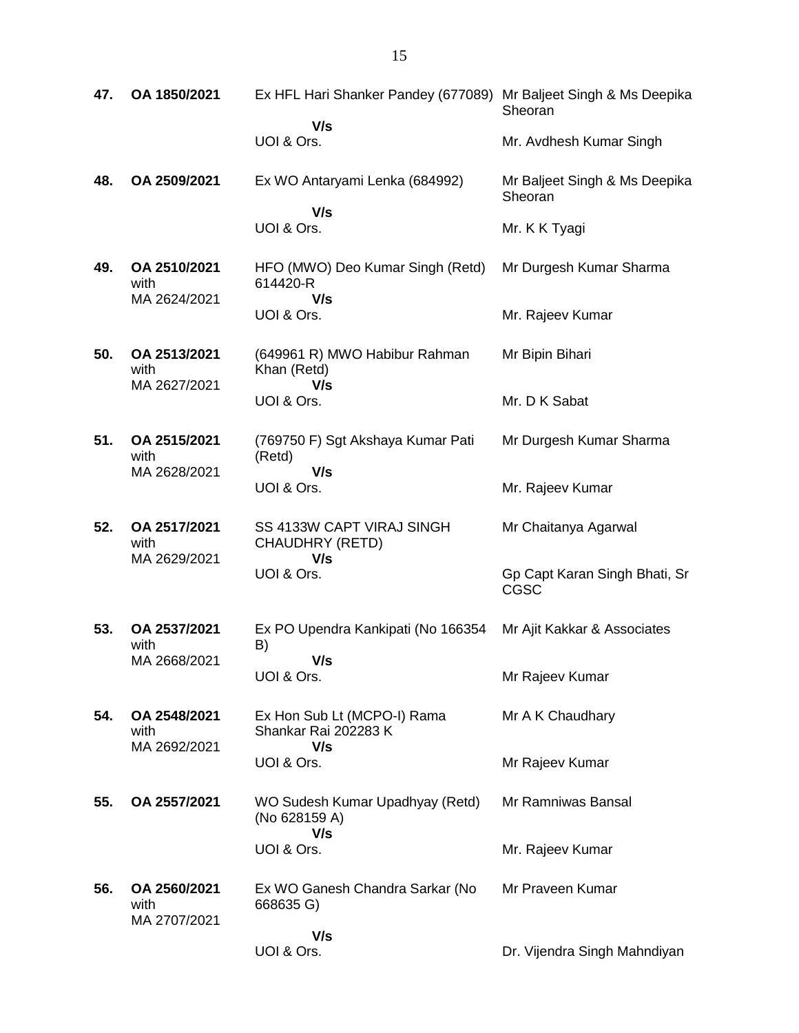| | | | |
|---|---|---|---|
| **47.** | **OA 1850/2021** | Ex HFL Hari Shanker Pandey (677089)<br>**V/s**<br>UOI & Ors. | Mr Baljeet Singh & Ms Deepika Sheoran<br><br>Mr. Avdhesh Kumar Singh |
| **48.** | **OA 2509/2021** | Ex WO Antaryami Lenka (684992)<br>**V/s**<br>UOI & Ors. | Mr Baljeet Singh & Ms Deepika Sheoran<br><br>Mr. K K Tyagi |
| **49.** | **OA 2510/2021** with MA 2624/2021 | HFO (MWO) Deo Kumar Singh (Retd) 614420-R<br>**V/s**<br>UOI & Ors. | Mr Durgesh Kumar Sharma<br><br>Mr. Rajeev Kumar |
| **50.** | **OA 2513/2021** with MA 2627/2021 | (649961 R) MWO Habibur Rahman Khan (Retd)<br>**V/s**<br>UOI & Ors. | Mr Bipin Bihari<br><br>Mr. D K Sabat |
| **51.** | **OA 2515/2021** with MA 2628/2021 | (769750 F) Sgt Akshaya Kumar Pati (Retd)<br>**V/s**<br>UOI & Ors. | Mr Durgesh Kumar Sharma<br><br>Mr. Rajeev Kumar |
| **52.** | **OA 2517/2021** with MA 2629/2021 | SS 4133W CAPT VIRAJ SINGH CHAUDHRY (RETD)<br>**V/s**<br>UOI & Ors. | Mr Chaitanya Agarwal<br><br>Gp Capt Karan Singh Bhati, Sr CGSC |
| **53.** | **OA 2537/2021** with MA 2668/2021 | Ex PO Upendra Kankipati (No 166354 B)<br>**V/s**<br>UOI & Ors. | Mr Ajit Kakkar & Associates<br><br>Mr Rajeev Kumar |
| **54.** | **OA 2548/2021** with MA 2692/2021 | Ex Hon Sub Lt (MCPO-I) Rama Shankar Rai 202283 K<br>**V/s**<br>UOI & Ors. | Mr A K Chaudhary<br><br>Mr Rajeev Kumar |
| **55.** | **OA 2557/2021** | WO Sudesh Kumar Upadhyay (Retd) (No 628159 A)<br>**V/s**<br>UOI & Ors. | Mr Ramniwas Bansal<br><br>Mr. Rajeev Kumar |
| **56.** | **OA 2560/2021** with MA 2707/2021 | Ex WO Ganesh Chandra Sarkar (No 668635 G)<br>**V/s**<br>UOI & Ors. | Mr Praveen Kumar<br><br>Dr. Vijendra Singh Mahndiyan |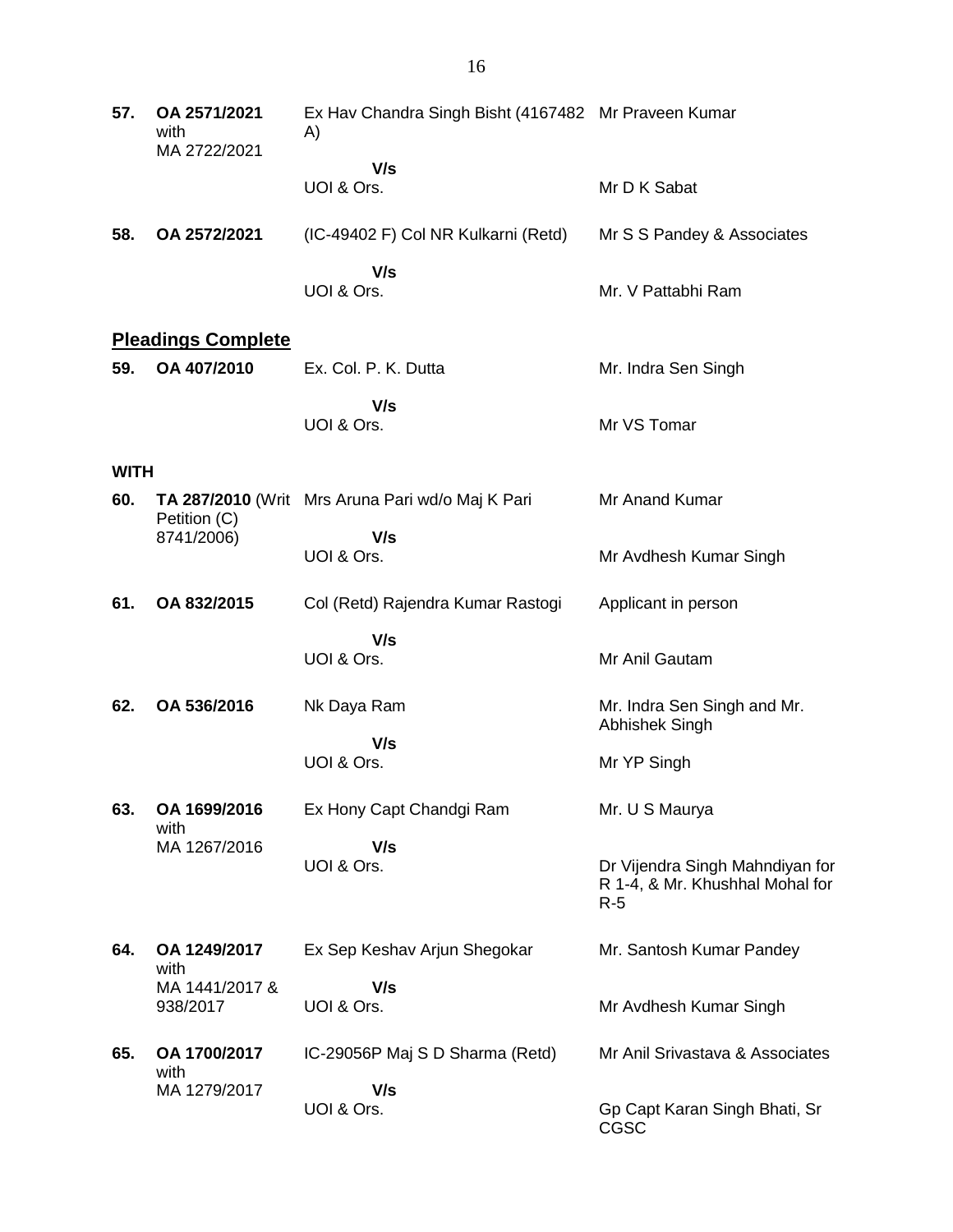| | | | |
|---|---|---|---|
| **57.** | **OA 2571/2021** with MA 2722/2021 | Ex Hav Chandra Singh Bisht (4167482 A) | Mr Praveen Kumar |
| | | **V/s** | |
| | | UOI & Ors. | Mr D K Sabat |
| **58.** | **OA 2572/2021** | (IC-49402 F) Col NR Kulkarni (Retd) | Mr S S Pandey & Associates |
| | | **V/s** | |
| | | UOI & Ors. | Mr. V Pattabhi Ram |

## **Pleadings Complete**

| | | | |
|---|---|---|---|
| **59.** | **OA 407/2010** | Ex. Col. P. K. Dutta | Mr. Indra Sen Singh |
| | | **V/s** | |
| | | UOI & Ors. | Mr VS Tomar |

**WITH**

| | | | |
|---|---|---|---|
| **60.** | **TA 287/2010** (Writ Petition (C) 8741/2006) | Mrs Aruna Pari wd/o Maj K Pari | Mr Anand Kumar |
| | | **V/s** | |
| | | UOI & Ors. | Mr Avdhesh Kumar Singh |
| **61.** | **OA 832/2015** | Col (Retd) Rajendra Kumar Rastogi | Applicant in person |
| | | **V/s** | |
| | | UOI & Ors. | Mr Anil Gautam |
| **62.** | **OA 536/2016** | Nk Daya Ram | Mr. Indra Sen Singh and Mr. Abhishek Singh |
| | | **V/s** | |
| | | UOI & Ors. | Mr YP Singh |
| **63.** | **OA 1699/2016** with MA 1267/2016 | Ex Hony Capt Chandgi Ram | Mr. U S Maurya |
| | | **V/s** | |
| | | UOI & Ors. | Dr Vijendra Singh Mahndiyan for R 1-4, & Mr. Khushhal Mohal for R-5 |
| **64.** | **OA 1249/2017** with MA 1441/2017 & 938/2017 | Ex Sep Keshav Arjun Shegokar | Mr. Santosh Kumar Pandey |
| | | **V/s** | |
| | | UOI & Ors. | Mr Avdhesh Kumar Singh |
| **65.** | **OA 1700/2017** with MA 1279/2017 | IC-29056P Maj S D Sharma (Retd) | Mr Anil Srivastava & Associates |
| | | **V/s** | |
| | | UOI & Ors. | Gp Capt Karan Singh Bhati, Sr CGSC |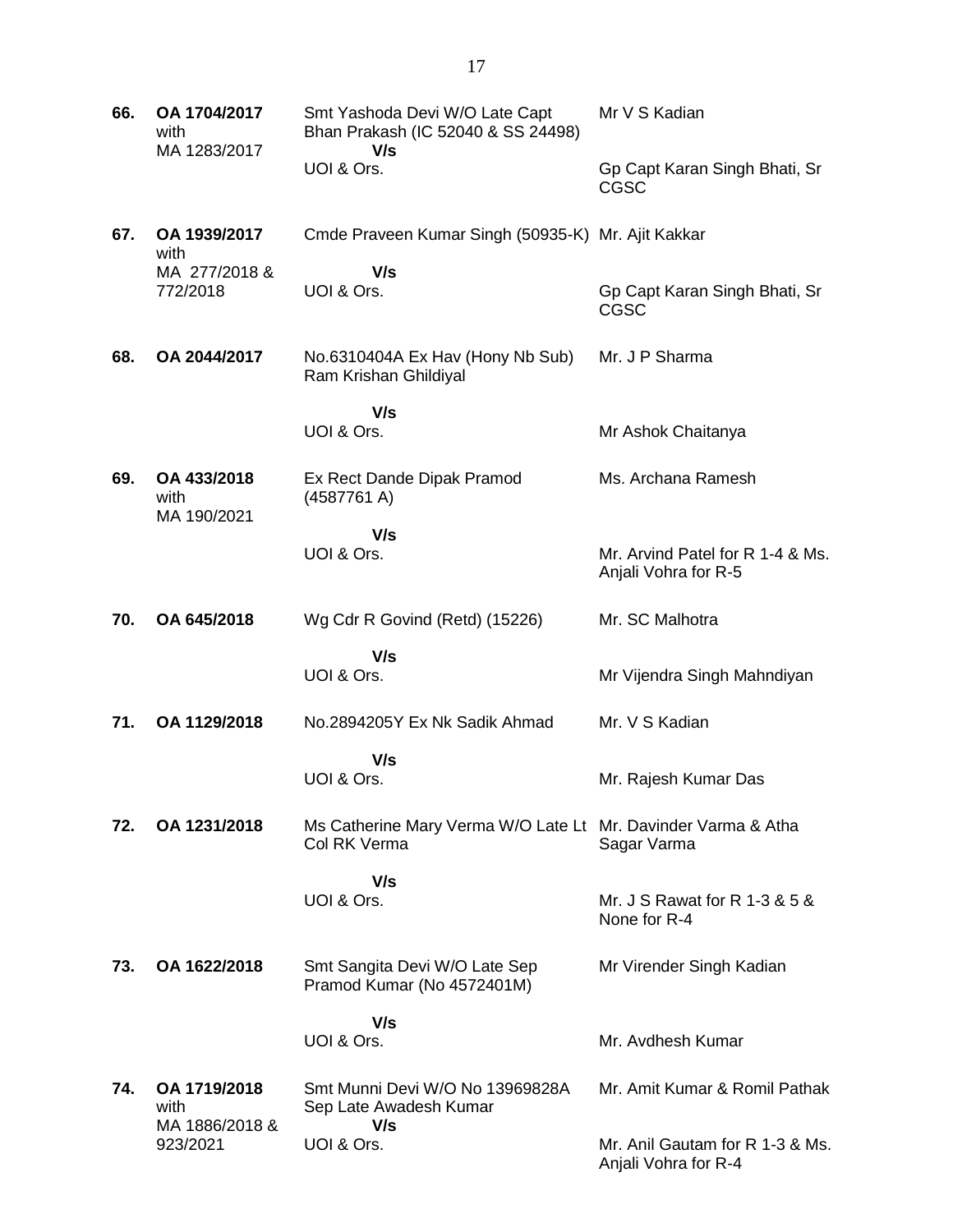| | | | |
|---|---|---|---|
| **66.** | **OA 1704/2017** with MA 1283/2017 | Smt Yashoda Devi W/O Late Capt Bhan Prakash (IC 52040 & SS 24498) **V/s** UOI & Ors. | Mr V S Kadian<br><br>Gp Capt Karan Singh Bhati, Sr CGSC |
| **67.** | **OA 1939/2017** with MA 277/2018 & 772/2018 | Cmde Praveen Kumar Singh (50935-K) **V/s** UOI & Ors. | Mr. Ajit Kakkar<br><br>Gp Capt Karan Singh Bhati, Sr CGSC |
| **68.** | **OA 2044/2017** | No.6310404A Ex Hav (Hony Nb Sub) Ram Krishan Ghildiyal **V/s** UOI & Ors. | Mr. J P Sharma<br><br>Mr Ashok Chaitanya |
| **69.** | **OA 433/2018** with MA 190/2021 | Ex Rect Dande Dipak Pramod (4587761 A) **V/s** UOI & Ors. | Ms. Archana Ramesh<br><br>Mr. Arvind Patel for R 1-4 & Ms. Anjali Vohra for R-5 |
| **70.** | **OA 645/2018** | Wg Cdr R Govind (Retd) (15226) **V/s** UOI & Ors. | Mr. SC Malhotra<br><br>Mr Vijendra Singh Mahndiyan |
| **71.** | **OA 1129/2018** | No.2894205Y Ex Nk Sadik Ahmad **V/s** UOI & Ors. | Mr. V S Kadian<br><br>Mr. Rajesh Kumar Das |
| **72.** | **OA 1231/2018** | Ms Catherine Mary Verma W/O Late Lt Col RK Verma **V/s** UOI & Ors. | Mr. Davinder Varma & Atha Sagar Varma<br><br>Mr. J S Rawat for R 1-3 & 5 & None for R-4 |
| **73.** | **OA 1622/2018** | Smt Sangita Devi W/O Late Sep Pramod Kumar (No 4572401M) **V/s** UOI & Ors. | Mr Virender Singh Kadian<br><br>Mr. Avdhesh Kumar |
| **74.** | **OA 1719/2018** with MA 1886/2018 & 923/2021 | Smt Munni Devi W/O No 13969828A Sep Late Awadesh Kumar **V/s** UOI & Ors. | Mr. Amit Kumar & Romil Pathak<br><br>Mr. Anil Gautam for R 1-3 & Ms. Anjali Vohra for R-4 |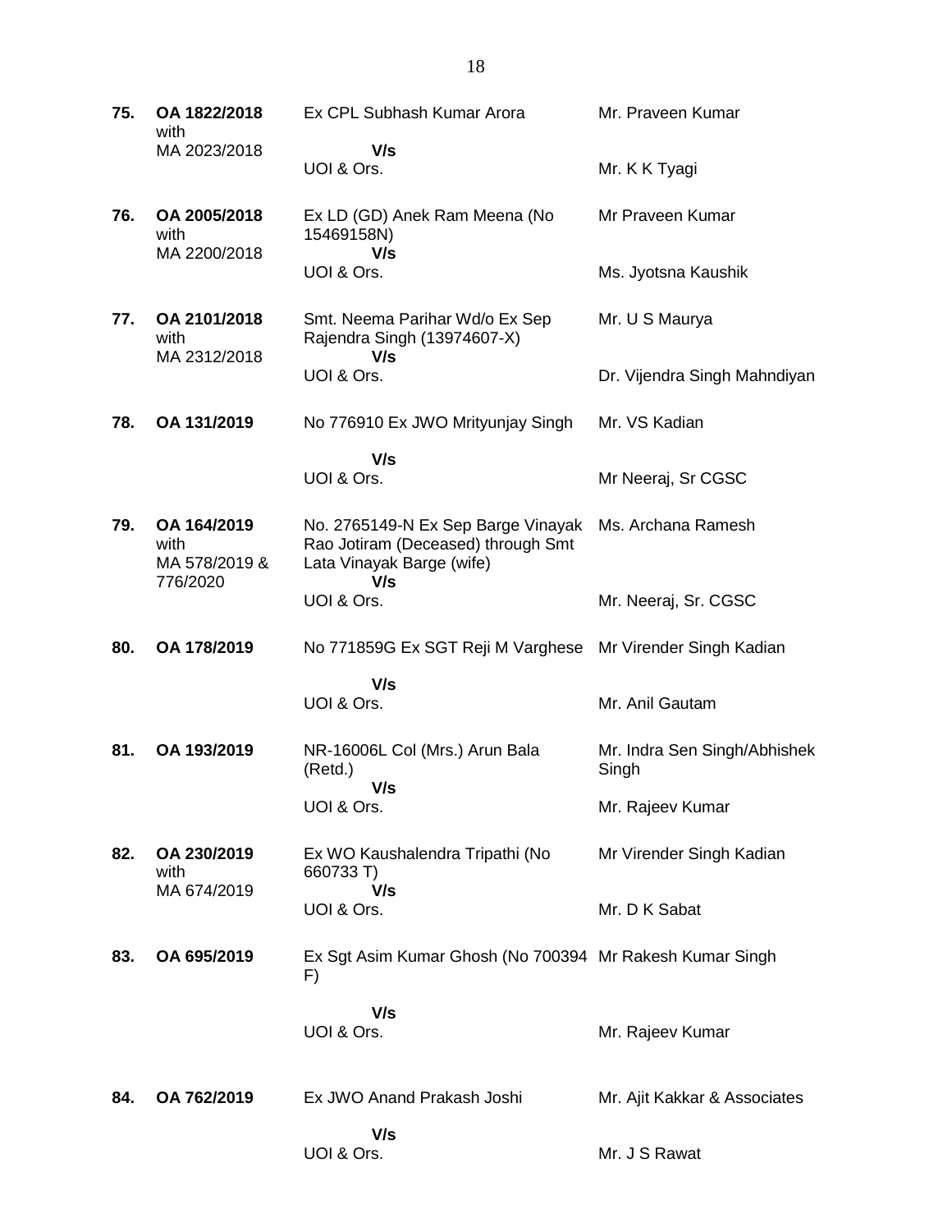| | | | |
|---|---|---|---|
| **75.** | **OA 1822/2018** with MA 2023/2018 | Ex CPL Subhash Kumar Arora<br>**V/s**<br>UOI & Ors. | Mr. Praveen Kumar<br><br>Mr. K K Tyagi |
| **76.** | **OA 2005/2018** with MA 2200/2018 | Ex LD (GD) Anek Ram Meena (No 15469158N)<br>**V/s**<br>UOI & Ors. | Mr Praveen Kumar<br><br>Ms. Jyotsna Kaushik |
| **77.** | **OA 2101/2018** with MA 2312/2018 | Smt. Neema Parihar Wd/o Ex Sep Rajendra Singh (13974607-X)<br>**V/s**<br>UOI & Ors. | Mr. U S Maurya<br><br>Dr. Vijendra Singh Mahndiyan |
| **78.** | **OA 131/2019** | No 776910 Ex JWO Mrityunjay Singh<br>**V/s**<br>UOI & Ors. | Mr. VS Kadian<br><br>Mr Neeraj, Sr CGSC |
| **79.** | **OA 164/2019** with MA 578/2019 & 776/2020 | No. 2765149-N Ex Sep Barge Vinayak Rao Jotiram (Deceased) through Smt Lata Vinayak Barge (wife)<br>**V/s**<br>UOI & Ors. | Ms. Archana Ramesh<br><br>Mr. Neeraj, Sr. CGSC |
| **80.** | **OA 178/2019** | No 771859G Ex SGT Reji M Varghese<br>**V/s**<br>UOI & Ors. | Mr Virender Singh Kadian<br><br>Mr. Anil Gautam |
| **81.** | **OA 193/2019** | NR-16006L Col (Mrs.) Arun Bala (Retd.)<br>**V/s**<br>UOI & Ors. | Mr. Indra Sen Singh/Abhishek Singh<br><br>Mr. Rajeev Kumar |
| **82.** | **OA 230/2019** with MA 674/2019 | Ex WO Kaushalendra Tripathi (No 660733 T)<br>**V/s**<br>UOI & Ors. | Mr Virender Singh Kadian<br><br>Mr. D K Sabat |
| **83.** | **OA 695/2019** | Ex Sgt Asim Kumar Ghosh (No 700394 F)<br>**V/s**<br>UOI & Ors. | Mr Rakesh Kumar Singh<br><br>Mr. Rajeev Kumar |
| **84.** | **OA 762/2019** | Ex JWO Anand Prakash Joshi<br>**V/s**<br>UOI & Ors. | Mr. Ajit Kakkar & Associates<br><br>Mr. J S Rawat |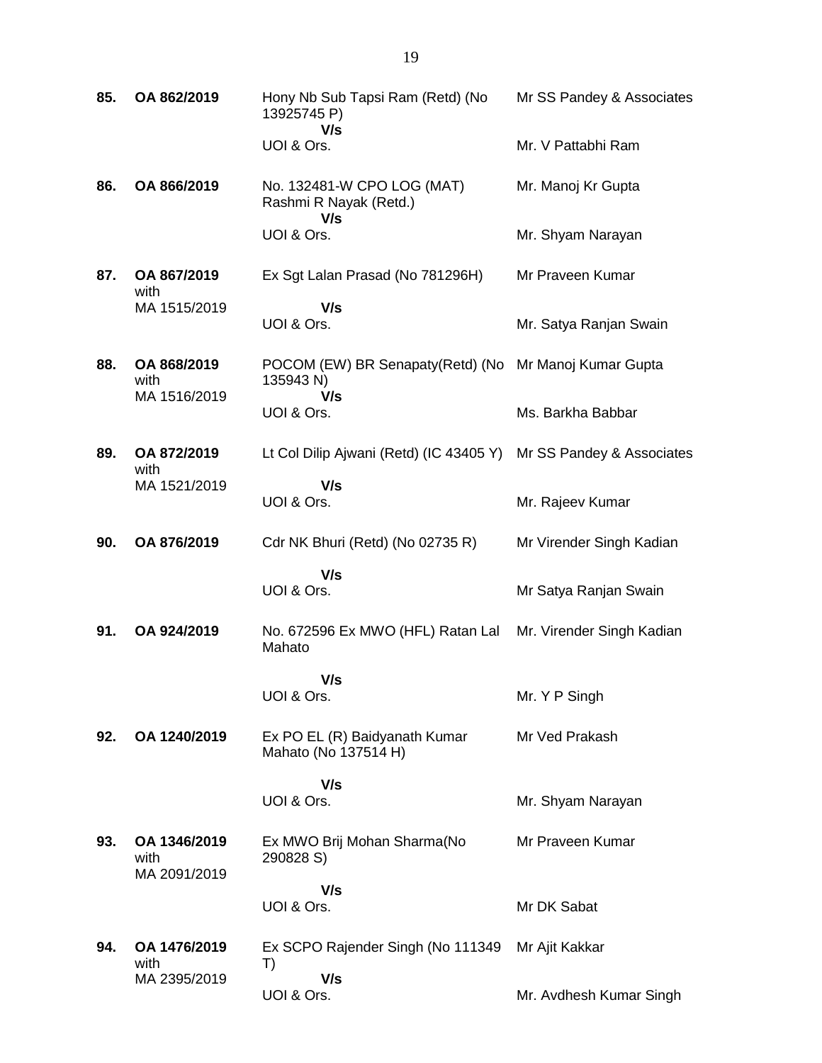| | | | |
|---|---|---|---|
| **85.** | **OA 862/2019** | Hony Nb Sub Tapsi Ram (Retd) (No 13925745 P)<br>**V/s**<br>UOI & Ors. | Mr SS Pandey & Associates<br><br>Mr. V Pattabhi Ram |
| **86.** | **OA 866/2019** | No. 132481-W CPO LOG (MAT) Rashmi R Nayak (Retd.)<br>**V/s**<br>UOI & Ors. | Mr. Manoj Kr Gupta<br><br>Mr. Shyam Narayan |
| **87.** | **OA 867/2019** with MA 1515/2019 | Ex Sgt Lalan Prasad (No 781296H)<br>**V/s**<br>UOI & Ors. | Mr Praveen Kumar<br><br>Mr. Satya Ranjan Swain |
| **88.** | **OA 868/2019** with MA 1516/2019 | POCOM (EW) BR Senapaty(Retd) (No 135943 N)<br>**V/s**<br>UOI & Ors. | Mr Manoj Kumar Gupta<br><br>Ms. Barkha Babbar |
| **89.** | **OA 872/2019** with MA 1521/2019 | Lt Col Dilip Ajwani (Retd) (IC 43405 Y)<br>**V/s**<br>UOI & Ors. | Mr SS Pandey & Associates<br><br>Mr. Rajeev Kumar |
| **90.** | **OA 876/2019** | Cdr NK Bhuri (Retd) (No 02735 R)<br>**V/s**<br>UOI & Ors. | Mr Virender Singh Kadian<br><br>Mr Satya Ranjan Swain |
| **91.** | **OA 924/2019** | No. 672596 Ex MWO (HFL) Ratan Lal Mahato<br>**V/s**<br>UOI & Ors. | Mr. Virender Singh Kadian<br><br>Mr. Y P Singh |
| **92.** | **OA 1240/2019** | Ex PO EL (R) Baidyanath Kumar Mahato (No 137514 H)<br>**V/s**<br>UOI & Ors. | Mr Ved Prakash<br><br>Mr. Shyam Narayan |
| **93.** | **OA 1346/2019** with MA 2091/2019 | Ex MWO Brij Mohan Sharma(No 290828 S)<br>**V/s**<br>UOI & Ors. | Mr Praveen Kumar<br><br>Mr DK Sabat |
| **94.** | **OA 1476/2019** with MA 2395/2019 | Ex SCPO Rajender Singh (No 111349 T)<br>**V/s**<br>UOI & Ors. | Mr Ajit Kakkar<br><br>Mr. Avdhesh Kumar Singh |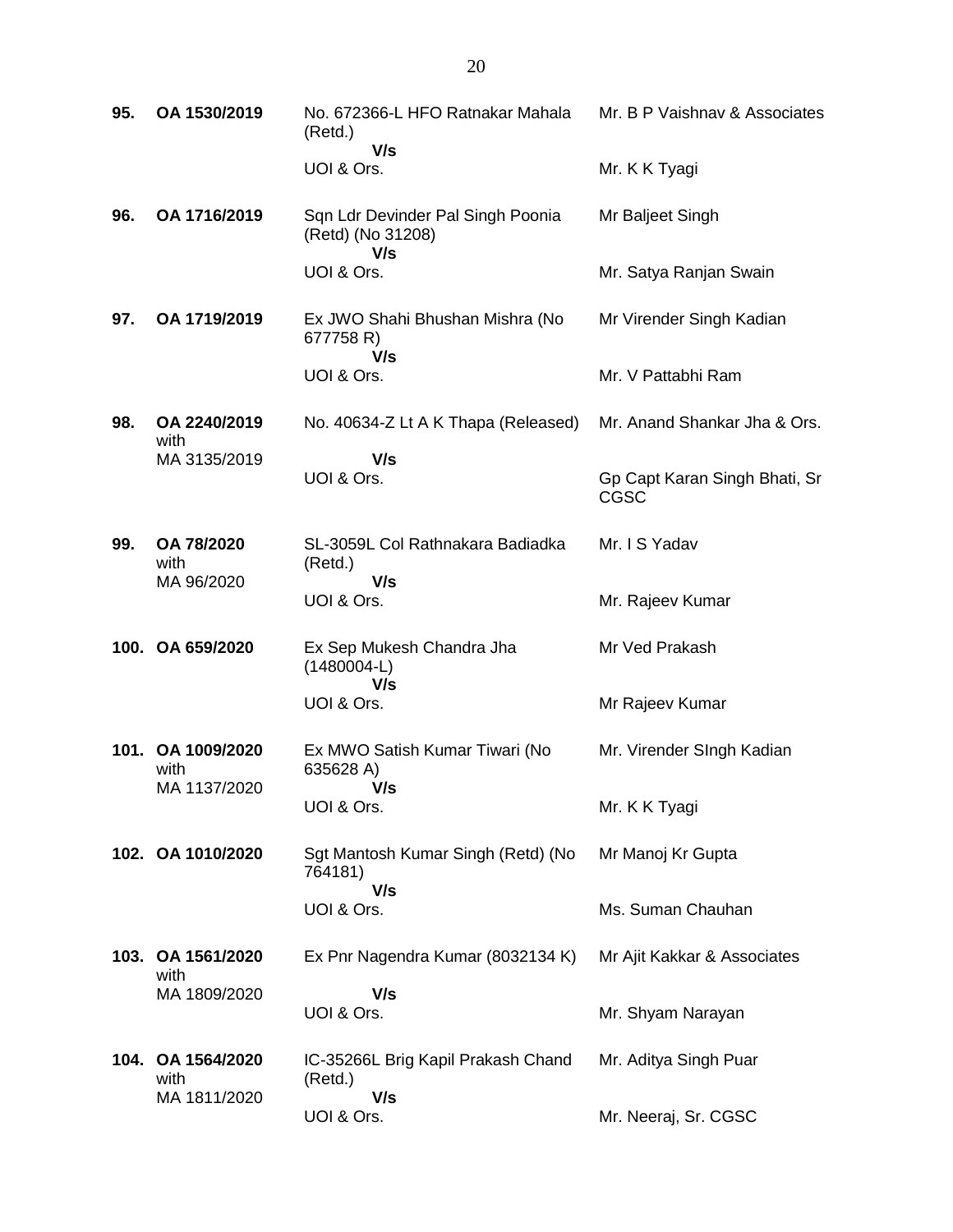| | | | |
|---|---|---|---|
| **95.** | **OA 1530/2019** | No. 672366-L HFO Ratnakar Mahala (Retd.)<br>**V/s**<br>UOI & Ors. | Mr. B P Vaishnav & Associates<br><br>Mr. K K Tyagi |
| **96.** | **OA 1716/2019** | Sqn Ldr Devinder Pal Singh Poonia (Retd) (No 31208)<br>**V/s**<br>UOI & Ors. | Mr Baljeet Singh<br><br>Mr. Satya Ranjan Swain |
| **97.** | **OA 1719/2019** | Ex JWO Shahi Bhushan Mishra (No 677758 R)<br>**V/s**<br>UOI & Ors. | Mr Virender Singh Kadian<br><br>Mr. V Pattabhi Ram |
| **98.** | **OA 2240/2019** with MA 3135/2019 | No. 40634-Z Lt A K Thapa (Released)<br>**V/s**<br>UOI & Ors. | Mr. Anand Shankar Jha & Ors.<br><br>Gp Capt Karan Singh Bhati, Sr CGSC |
| **99.** | **OA 78/2020** with MA 96/2020 | SL-3059L Col Rathnakara Badiadka (Retd.)<br>**V/s**<br>UOI & Ors. | Mr. I S Yadav<br><br>Mr. Rajeev Kumar |
| **100.** | **OA 659/2020** | Ex Sep Mukesh Chandra Jha (1480004-L)<br>**V/s**<br>UOI & Ors. | Mr Ved Prakash<br><br>Mr Rajeev Kumar |
| **101.** | **OA 1009/2020** with MA 1137/2020 | Ex MWO Satish Kumar Tiwari (No 635628 A)<br>**V/s**<br>UOI & Ors. | Mr. Virender SIngh Kadian<br><br>Mr. K K Tyagi |
| **102.** | **OA 1010/2020** | Sgt Mantosh Kumar Singh (Retd) (No 764181)<br>**V/s**<br>UOI & Ors. | Mr Manoj Kr Gupta<br><br>Ms. Suman Chauhan |
| **103.** | **OA 1561/2020** with MA 1809/2020 | Ex Pnr Nagendra Kumar (8032134 K)<br>**V/s**<br>UOI & Ors. | Mr Ajit Kakkar & Associates<br><br>Mr. Shyam Narayan |
| **104.** | **OA 1564/2020** with MA 1811/2020 | IC-35266L Brig Kapil Prakash Chand (Retd.)<br>**V/s**<br>UOI & Ors. | Mr. Aditya Singh Puar<br><br>Mr. Neeraj, Sr. CGSC |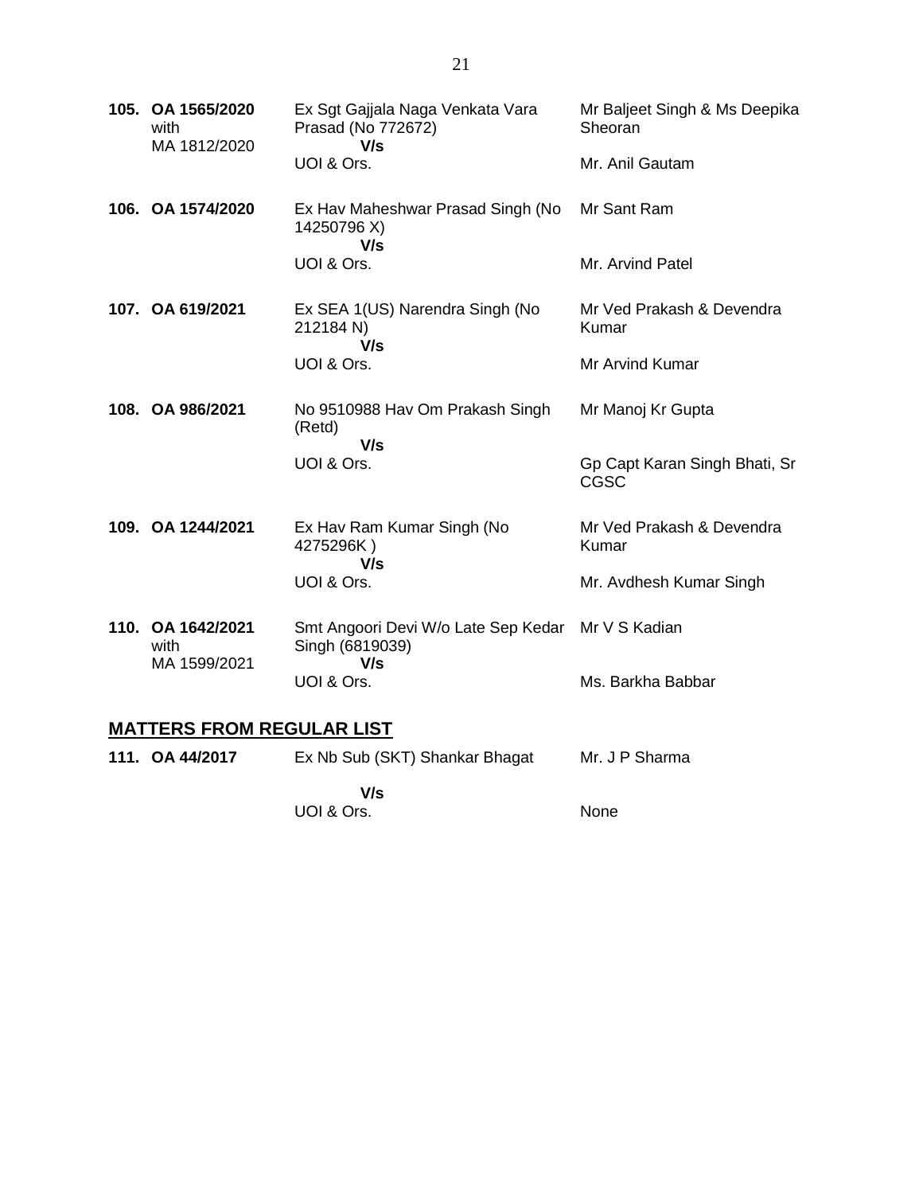| | | | |
|---|---|---|---|
| **105.** | **OA 1565/2020** with MA 1812/2020 | Ex Sgt Gajjala Naga Venkata Vara Prasad (No 772672) **V/s** UOI & Ors. | Mr Baljeet Singh & Ms Deepika Sheoran<br>Mr. Anil Gautam |
| **106.** | **OA 1574/2020** | Ex Hav Maheshwar Prasad Singh (No 14250796 X) **V/s** UOI & Ors. | Mr Sant Ram<br>Mr. Arvind Patel |
| **107.** | **OA 619/2021** | Ex SEA 1(US) Narendra Singh (No 212184 N) **V/s** UOI & Ors. | Mr Ved Prakash & Devendra Kumar<br>Mr Arvind Kumar |
| **108.** | **OA 986/2021** | No 9510988 Hav Om Prakash Singh (Retd) **V/s** UOI & Ors. | Mr Manoj Kr Gupta<br>Gp Capt Karan Singh Bhati, Sr CGSC |
| **109.** | **OA 1244/2021** | Ex Hav Ram Kumar Singh (No 4275296K ) **V/s** UOI & Ors. | Mr Ved Prakash & Devendra Kumar<br>Mr. Avdhesh Kumar Singh |
| **110.** | **OA 1642/2021** with MA 1599/2021 | Smt Angoori Devi W/o Late Sep Kedar Singh (6819039) **V/s** UOI & Ors. | Mr V S Kadian<br>Ms. Barkha Babbar |

## <u>MATTERS FROM REGULAR LIST</u>

| | | | |
|---|---|---|---|
| **111.** | **OA 44/2017** | Ex Nb Sub (SKT) Shankar Bhagat **V/s** UOI & Ors. | Mr. J P Sharma<br>None |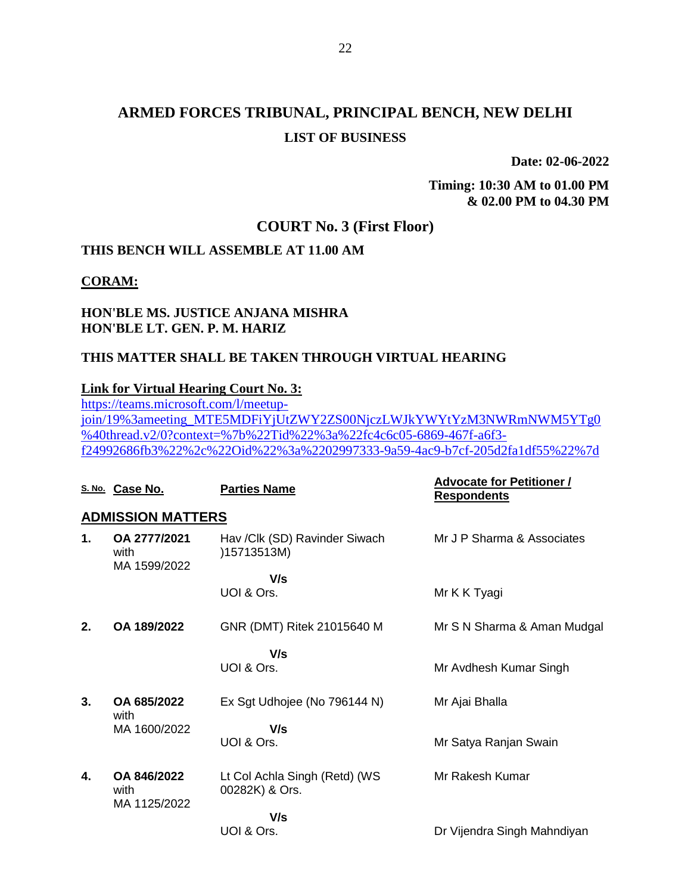# ARMED FORCES TRIBUNAL, PRINCIPAL BENCH, NEW DELHI

## LIST OF BUSINESS

**Date: 02-06-2022**

**Timing: 10:30 AM to 01.00 PM & 02.00 PM to 04.30 PM**

## COURT No. 3 (First Floor)

**THIS BENCH WILL ASSEMBLE AT 11.00 AM**

**CORAM:**

**HON'BLE MS. JUSTICE ANJANA MISHRA**
**HON'BLE LT. GEN. P. M. HARIZ**

**THIS MATTER SHALL BE TAKEN THROUGH VIRTUAL HEARING**

**Link for Virtual Hearing Court No. 3:**
https://teams.microsoft.com/l/meetup-join/19%3ameeting_MTE5MDFiYjUtZWY2ZS00NjczLWJkYWYtYzM3NWRmNWM5YTg0%40thread.v2/0?context=%7b%22Tid%22%3a%22fc4c6c05-6869-467f-a6f3-f24992686fb3%22%2c%22Oid%22%3a%2202997333-9a59-4ac9-b7cf-205d2fa1df55%22%7d

| S. No. | Case No. | Parties Name | Advocate for Petitioner / Respondents |
|---|---|---|---|
| **ADMISSION MATTERS** | | | |
| **1.** | **OA 2777/2021** with MA 1599/2022 | Hav /Clk (SD) Ravinder Siwach )15713513M) V/s UOI & Ors. | Mr J P Sharma & Associates<br>Mr K K Tyagi |
| **2.** | **OA 189/2022** | GNR (DMT) Ritek 21015640 M V/s UOI & Ors. | Mr S N Sharma & Aman Mudgal<br>Mr Avdhesh Kumar Singh |
| **3.** | **OA 685/2022** with MA 1600/2022 | Ex Sgt Udhojee (No 796144 N) V/s UOI & Ors. | Mr Ajai Bhalla<br>Mr Satya Ranjan Swain |
| **4.** | **OA 846/2022** with MA 1125/2022 | Lt Col Achla Singh (Retd) (WS 00282K) & Ors. V/s UOI & Ors. | Mr Rakesh Kumar<br>Dr Vijendra Singh Mahndiyan |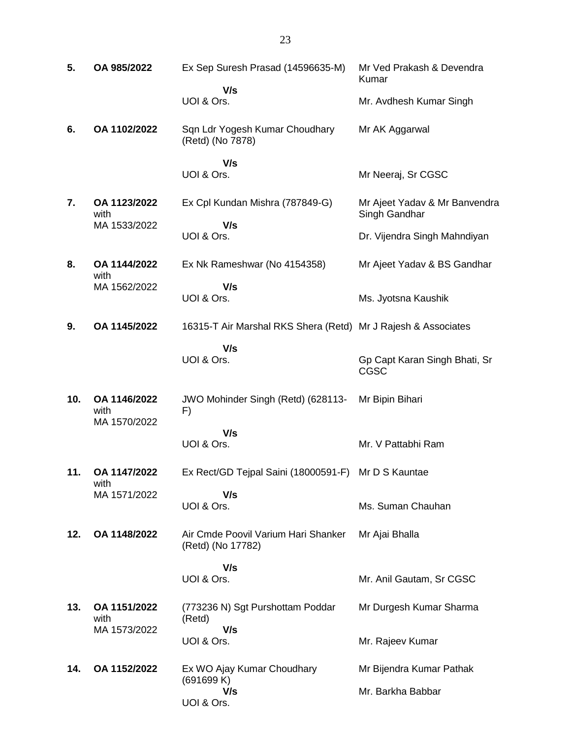| | | | |
|---|---|---|---|
| **5.** | **OA 985/2022** | Ex Sep Suresh Prasad (14596635-M)<br>**V/s**<br>UOI & Ors. | Mr Ved Prakash & Devendra Kumar<br><br>Mr. Avdhesh Kumar Singh |
| **6.** | **OA 1102/2022** | Sqn Ldr Yogesh Kumar Choudhary (Retd) (No 7878)<br>**V/s**<br>UOI & Ors. | Mr AK Aggarwal<br><br>Mr Neeraj, Sr CGSC |
| **7.** | **OA 1123/2022** with MA 1533/2022 | Ex Cpl Kundan Mishra (787849-G)<br>**V/s**<br>UOI & Ors. | Mr Ajeet Yadav & Mr Banvendra Singh Gandhar<br><br>Dr. Vijendra Singh Mahndiyan |
| **8.** | **OA 1144/2022** with MA 1562/2022 | Ex Nk Rameshwar (No 4154358)<br>**V/s**<br>UOI & Ors. | Mr Ajeet Yadav & BS Gandhar<br><br>Ms. Jyotsna Kaushik |
| **9.** | **OA 1145/2022** | 16315-T Air Marshal RKS Shera (Retd)<br>**V/s**<br>UOI & Ors. | Mr J Rajesh & Associates<br><br>Gp Capt Karan Singh Bhati, Sr CGSC |
| **10.** | **OA 1146/2022** with MA 1570/2022 | JWO Mohinder Singh (Retd) (628113-F)<br>**V/s**<br>UOI & Ors. | Mr Bipin Bihari<br><br>Mr. V Pattabhi Ram |
| **11.** | **OA 1147/2022** with MA 1571/2022 | Ex Rect/GD Tejpal Saini (18000591-F)<br>**V/s**<br>UOI & Ors. | Mr D S Kauntae<br><br>Ms. Suman Chauhan |
| **12.** | **OA 1148/2022** | Air Cmde Poovil Varium Hari Shanker (Retd) (No 17782)<br>**V/s**<br>UOI & Ors. | Mr Ajai Bhalla<br><br>Mr. Anil Gautam, Sr CGSC |
| **13.** | **OA 1151/2022** with MA 1573/2022 | (773236 N) Sgt Purshottam Poddar (Retd)<br>**V/s**<br>UOI & Ors. | Mr Durgesh Kumar Sharma<br><br>Mr. Rajeev Kumar |
| **14.** | **OA 1152/2022** | Ex WO Ajay Kumar Choudhary (691699 K)<br>**V/s**<br>UOI & Ors. | Mr Bijendra Kumar Pathak<br><br>Mr. Barkha Babbar |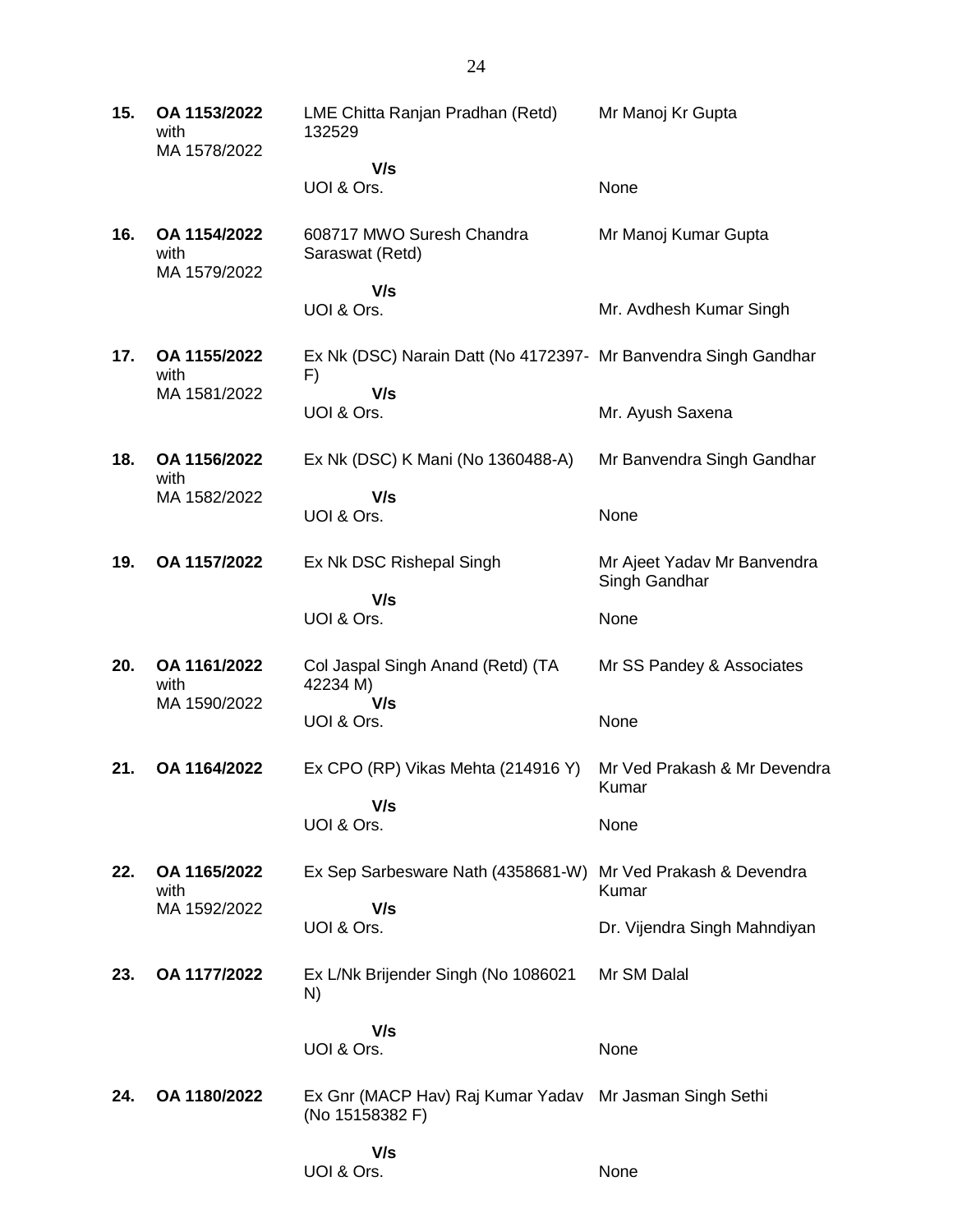| | | | |
|---|---|---|---|
| **15.** | **OA 1153/2022** with MA 1578/2022 | LME Chitta Ranjan Pradhan (Retd) 132529 | Mr Manoj Kr Gupta |
| | | **V/s** UOI & Ors. | None |
| **16.** | **OA 1154/2022** with MA 1579/2022 | 608717 MWO Suresh Chandra Saraswat (Retd) | Mr Manoj Kumar Gupta |
| | | **V/s** UOI & Ors. | Mr. Avdhesh Kumar Singh |
| **17.** | **OA 1155/2022** with MA 1581/2022 | Ex Nk (DSC) Narain Datt (No 4172397-F) | Mr Banvendra Singh Gandhar |
| | | **V/s** UOI & Ors. | Mr. Ayush Saxena |
| **18.** | **OA 1156/2022** with MA 1582/2022 | Ex Nk (DSC) K Mani (No 1360488-A) | Mr Banvendra Singh Gandhar |
| | | **V/s** UOI & Ors. | None |
| **19.** | **OA 1157/2022** | Ex Nk DSC Rishepal Singh | Mr Ajeet Yadav Mr Banvendra Singh Gandhar |
| | | **V/s** UOI & Ors. | None |
| **20.** | **OA 1161/2022** with MA 1590/2022 | Col Jaspal Singh Anand (Retd) (TA 42234 M) | Mr SS Pandey & Associates |
| | | **V/s** UOI & Ors. | None |
| **21.** | **OA 1164/2022** | Ex CPO (RP) Vikas Mehta (214916 Y) | Mr Ved Prakash & Mr Devendra Kumar |
| | | **V/s** UOI & Ors. | None |
| **22.** | **OA 1165/2022** with MA 1592/2022 | Ex Sep Sarbesware Nath (4358681-W) | Mr Ved Prakash & Devendra Kumar |
| | | **V/s** UOI & Ors. | Dr. Vijendra Singh Mahndiyan |
| **23.** | **OA 1177/2022** | Ex L/Nk Brijender Singh (No 1086021 N) | Mr SM Dalal |
| | | **V/s** UOI & Ors. | None |
| **24.** | **OA 1180/2022** | Ex Gnr (MACP Hav) Raj Kumar Yadav (No 15158382 F) | Mr Jasman Singh Sethi |
| | | **V/s** UOI & Ors. | None |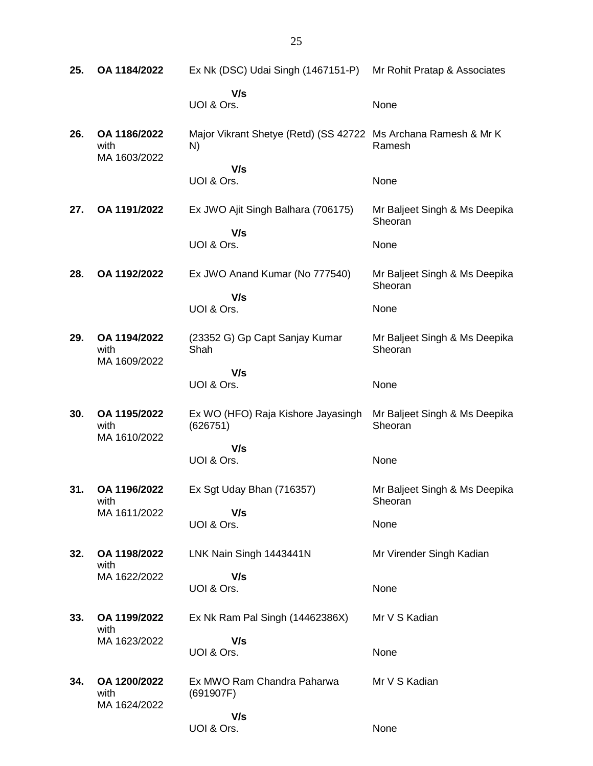| | | | |
|---|---|---|---|
| **25.** | **OA 1184/2022** | Ex Nk (DSC) Udai Singh (1467151-P)<br>**V/s**<br>UOI & Ors. | Mr Rohit Pratap & Associates<br><br>None |
| **26.** | **OA 1186/2022** with MA 1603/2022 | Major Vikrant Shetye (Retd) (SS 42722 N)<br>**V/s**<br>UOI & Ors. | Ms Archana Ramesh & Mr K Ramesh<br><br>None |
| **27.** | **OA 1191/2022** | Ex JWO Ajit Singh Balhara (706175)<br>**V/s**<br>UOI & Ors. | Mr Baljeet Singh & Ms Deepika Sheoran<br><br>None |
| **28.** | **OA 1192/2022** | Ex JWO Anand Kumar (No 777540)<br>**V/s**<br>UOI & Ors. | Mr Baljeet Singh & Ms Deepika Sheoran<br><br>None |
| **29.** | **OA 1194/2022** with MA 1609/2022 | (23352 G) Gp Capt Sanjay Kumar Shah<br>**V/s**<br>UOI & Ors. | Mr Baljeet Singh & Ms Deepika Sheoran<br><br>None |
| **30.** | **OA 1195/2022** with MA 1610/2022 | Ex WO (HFO) Raja Kishore Jayasingh (626751)<br>**V/s**<br>UOI & Ors. | Mr Baljeet Singh & Ms Deepika Sheoran<br><br>None |
| **31.** | **OA 1196/2022** with MA 1611/2022 | Ex Sgt Uday Bhan (716357)<br>**V/s**<br>UOI & Ors. | Mr Baljeet Singh & Ms Deepika Sheoran<br><br>None |
| **32.** | **OA 1198/2022** with MA 1622/2022 | LNK Nain Singh 1443441N<br>**V/s**<br>UOI & Ors. | Mr Virender Singh Kadian<br><br>None |
| **33.** | **OA 1199/2022** with MA 1623/2022 | Ex Nk Ram Pal Singh (14462386X)<br>**V/s**<br>UOI & Ors. | Mr V S Kadian<br><br>None |
| **34.** | **OA 1200/2022** with MA 1624/2022 | Ex MWO Ram Chandra Paharwa (691907F)<br>**V/s**<br>UOI & Ors. | Mr V S Kadian<br><br>None |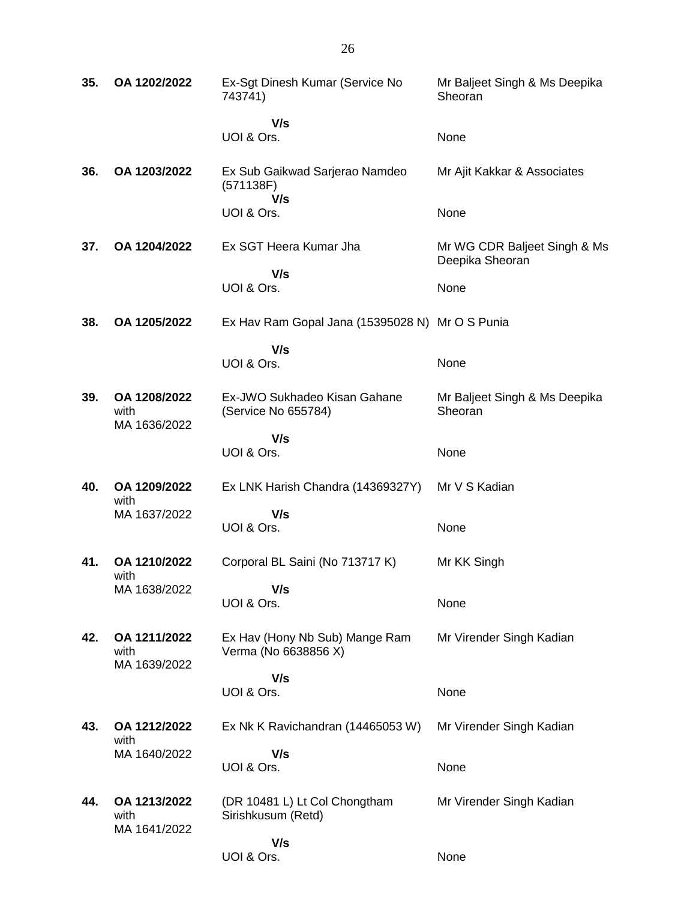| | | | |
|---|---|---|---|
| **35.** | **OA 1202/2022** | Ex-Sgt Dinesh Kumar (Service No 743741)<br><br>**V/s**<br>UOI & Ors. | Mr Baljeet Singh & Ms Deepika Sheoran<br><br>None |
| **36.** | **OA 1203/2022** | Ex Sub Gaikwad Sarjerao Namdeo (571138F)<br>**V/s**<br>UOI & Ors. | Mr Ajit Kakkar & Associates<br><br>None |
| **37.** | **OA 1204/2022** | Ex SGT Heera Kumar Jha<br><br>**V/s**<br>UOI & Ors. | Mr WG CDR Baljeet Singh & Ms Deepika Sheoran<br><br>None |
| **38.** | **OA 1205/2022** | Ex Hav Ram Gopal Jana (15395028 N)<br><br>**V/s**<br>UOI & Ors. | Mr O S Punia<br><br>None |
| **39.** | **OA 1208/2022** with MA 1636/2022 | Ex-JWO Sukhadeo Kisan Gahane (Service No 655784)<br><br>**V/s**<br>UOI & Ors. | Mr Baljeet Singh & Ms Deepika Sheoran<br><br>None |
| **40.** | **OA 1209/2022** with MA 1637/2022 | Ex LNK Harish Chandra (14369327Y)<br><br>**V/s**<br>UOI & Ors. | Mr V S Kadian<br><br>None |
| **41.** | **OA 1210/2022** with MA 1638/2022 | Corporal BL Saini (No 713717 K)<br><br>**V/s**<br>UOI & Ors. | Mr KK Singh<br><br>None |
| **42.** | **OA 1211/2022** with MA 1639/2022 | Ex Hav (Hony Nb Sub) Mange Ram Verma (No 6638856 X)<br><br>**V/s**<br>UOI & Ors. | Mr Virender Singh Kadian<br><br>None |
| **43.** | **OA 1212/2022** with MA 1640/2022 | Ex Nk K Ravichandran (14465053 W)<br><br>**V/s**<br>UOI & Ors. | Mr Virender Singh Kadian<br><br>None |
| **44.** | **OA 1213/2022** with MA 1641/2022 | (DR 10481 L) Lt Col Chongtham Sirishkusum (Retd)<br><br>**V/s**<br>UOI & Ors. | Mr Virender Singh Kadian<br><br>None |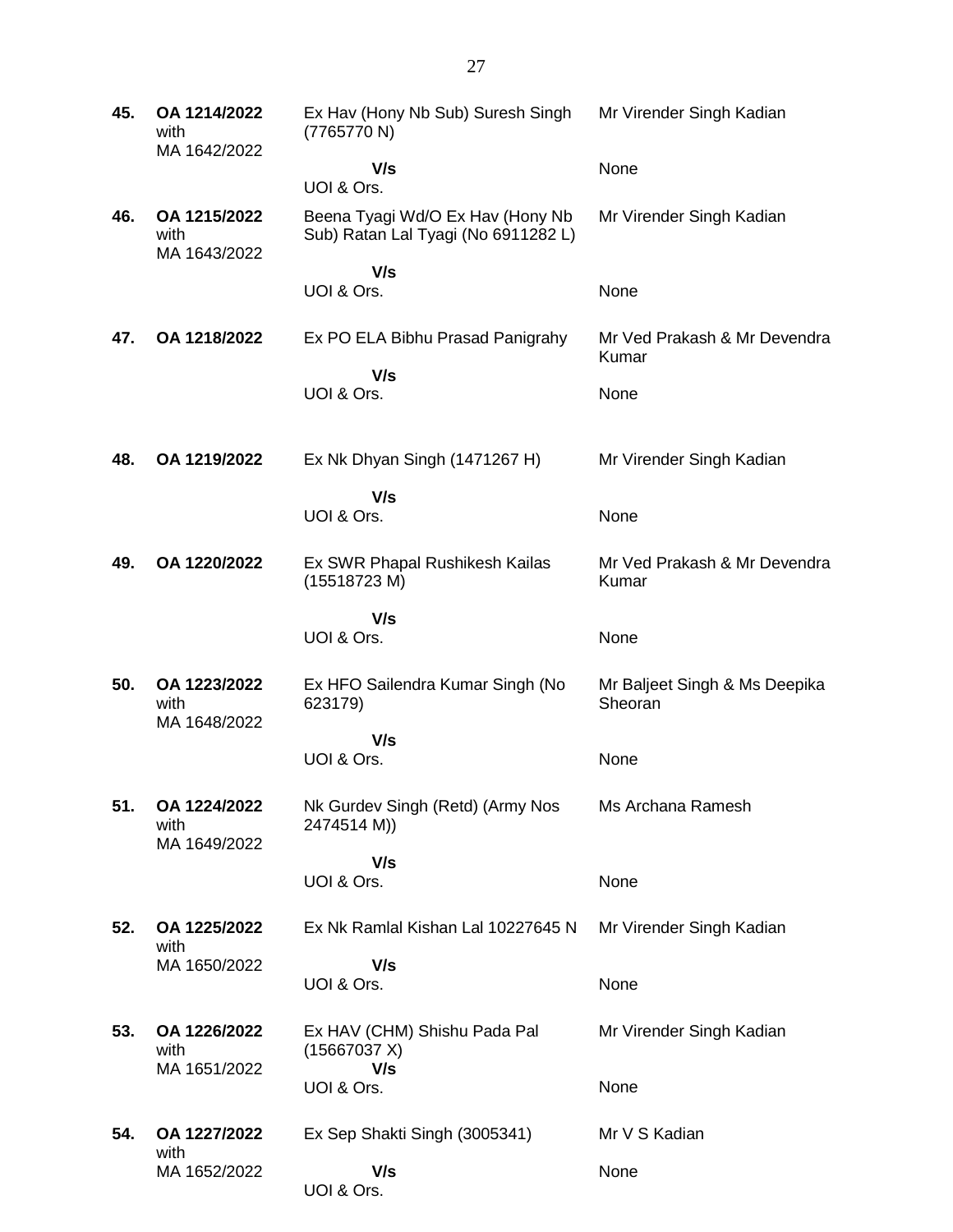| | | | |
|---|---|---|---|
| **45.** | **OA 1214/2022** with MA 1642/2022 | Ex Hav (Hony Nb Sub) Suresh Singh (7765770 N)<br>**V/s**<br>UOI & Ors. | Mr Virender Singh Kadian<br><br>None |
| **46.** | **OA 1215/2022** with MA 1643/2022 | Beena Tyagi Wd/O Ex Hav (Hony Nb Sub) Ratan Lal Tyagi (No 6911282 L)<br>**V/s**<br>UOI & Ors. | Mr Virender Singh Kadian<br><br>None |
| **47.** | **OA 1218/2022** | Ex PO ELA Bibhu Prasad Panigrahy<br>**V/s**<br>UOI & Ors. | Mr Ved Prakash & Mr Devendra Kumar<br><br>None |
| **48.** | **OA 1219/2022** | Ex Nk Dhyan Singh (1471267 H)<br>**V/s**<br>UOI & Ors. | Mr Virender Singh Kadian<br><br>None |
| **49.** | **OA 1220/2022** | Ex SWR Phapal Rushikesh Kailas (15518723 M)<br>**V/s**<br>UOI & Ors. | Mr Ved Prakash & Mr Devendra Kumar<br><br>None |
| **50.** | **OA 1223/2022** with MA 1648/2022 | Ex HFO Sailendra Kumar Singh (No 623179)<br>**V/s**<br>UOI & Ors. | Mr Baljeet Singh & Ms Deepika Sheoran<br><br>None |
| **51.** | **OA 1224/2022** with MA 1649/2022 | Nk Gurdev Singh (Retd) (Army Nos 2474514 M))<br>**V/s**<br>UOI & Ors. | Ms Archana Ramesh<br><br>None |
| **52.** | **OA 1225/2022** with MA 1650/2022 | Ex Nk Ramlal Kishan Lal 10227645 N<br>**V/s**<br>UOI & Ors. | Mr Virender Singh Kadian<br><br>None |
| **53.** | **OA 1226/2022** with MA 1651/2022 | Ex HAV (CHM) Shishu Pada Pal (15667037 X)<br>**V/s**<br>UOI & Ors. | Mr Virender Singh Kadian<br><br>None |
| **54.** | **OA 1227/2022** with MA 1652/2022 | Ex Sep Shakti Singh (3005341)<br>**V/s**<br>UOI & Ors. | Mr V S Kadian<br><br>None |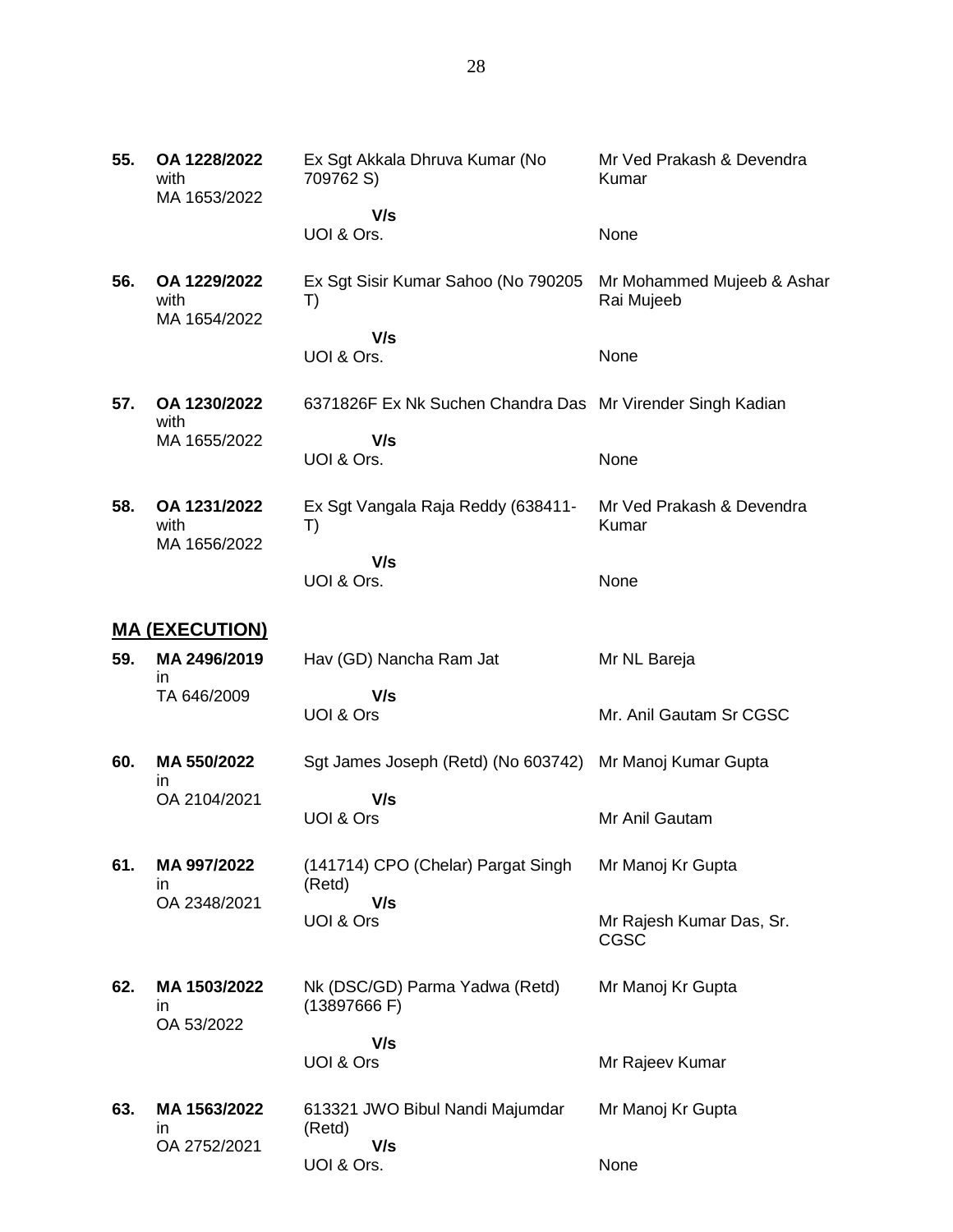| | | | |
|---|---|---|---|
| **55.** | **OA 1228/2022** with MA 1653/2022 | Ex Sgt Akkala Dhruva Kumar (No 709762 S)<br>**V/s**<br>UOI & Ors. | Mr Ved Prakash & Devendra Kumar<br><br>None |
| **56.** | **OA 1229/2022** with MA 1654/2022 | Ex Sgt Sisir Kumar Sahoo (No 790205 T)<br>**V/s**<br>UOI & Ors. | Mr Mohammed Mujeeb & Ashar Rai Mujeeb<br><br>None |
| **57.** | **OA 1230/2022** with MA 1655/2022 | 6371826F Ex Nk Suchen Chandra Das<br>**V/s**<br>UOI & Ors. | Mr Virender Singh Kadian<br><br>None |
| **58.** | **OA 1231/2022** with MA 1656/2022 | Ex Sgt Vangala Raja Reddy (638411-T)<br>**V/s**<br>UOI & Ors. | Mr Ved Prakash & Devendra Kumar<br><br>None |

## **MA (EXECUTION)**

| | | | |
|---|---|---|---|
| **59.** | **MA 2496/2019** in TA 646/2009 | Hav (GD) Nancha Ram Jat<br>**V/s**<br>UOI & Ors | Mr NL Bareja<br><br>Mr. Anil Gautam Sr CGSC |
| **60.** | **MA 550/2022** in OA 2104/2021 | Sgt James Joseph (Retd) (No 603742)<br>**V/s**<br>UOI & Ors | Mr Manoj Kumar Gupta<br><br>Mr Anil Gautam |
| **61.** | **MA 997/2022** in OA 2348/2021 | (141714) CPO (Chelar) Pargat Singh (Retd)<br>**V/s**<br>UOI & Ors | Mr Manoj Kr Gupta<br><br>Mr Rajesh Kumar Das, Sr. CGSC |
| **62.** | **MA 1503/2022** in OA 53/2022 | Nk (DSC/GD) Parma Yadwa (Retd) (13897666 F)<br>**V/s**<br>UOI & Ors | Mr Manoj Kr Gupta<br><br>Mr Rajeev Kumar |
| **63.** | **MA 1563/2022** in OA 2752/2021 | 613321 JWO Bibul Nandi Majumdar (Retd)<br>**V/s**<br>UOI & Ors. | Mr Manoj Kr Gupta<br><br>None |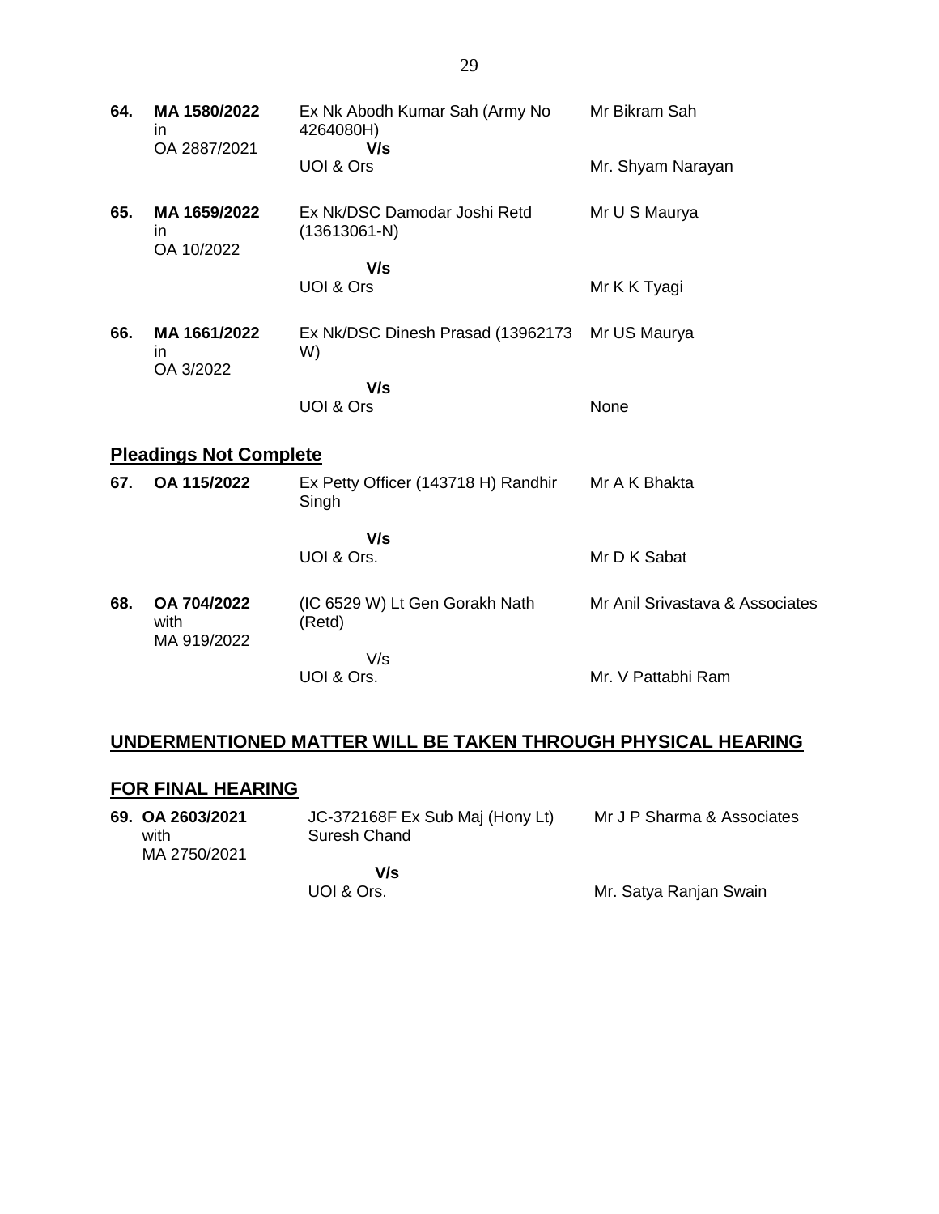| | | | |
|---|---|---|---|
| **64.** | **MA 1580/2022** in OA 2887/2021 | Ex Nk Abodh Kumar Sah (Army No 4264080H) **V/s** UOI & Ors | Mr Bikram Sah<br><br>Mr. Shyam Narayan |
| **65.** | **MA 1659/2022** in OA 10/2022 | Ex Nk/DSC Damodar Joshi Retd (13613061-N) **V/s** UOI & Ors | Mr U S Maurya<br><br>Mr K K Tyagi |
| **66.** | **MA 1661/2022** in OA 3/2022 | Ex Nk/DSC Dinesh Prasad (13962173 W) **V/s** UOI & Ors | Mr US Maurya<br><br>None |

## **Pleadings Not Complete**

| | | | |
|---|---|---|---|
| **67.** | **OA 115/2022** | Ex Petty Officer (143718 H) Randhir Singh **V/s** UOI & Ors. | Mr A K Bhakta<br><br>Mr D K Sabat |
| **68.** | **OA 704/2022** with MA 919/2022 | (IC 6529 W) Lt Gen Gorakh Nath (Retd) V/s UOI & Ors. | Mr Anil Srivastava & Associates<br><br>Mr. V Pattabhi Ram |

## **UNDERMENTIONED MATTER WILL BE TAKEN THROUGH PHYSICAL HEARING**

### **FOR FINAL HEARING**

| | | | |
|---|---|---|---|
| **69.** | **OA 2603/2021** with MA 2750/2021 | JC-372168F Ex Sub Maj (Hony Lt) Suresh Chand **V/s** UOI & Ors. | Mr J P Sharma & Associates<br><br>Mr. Satya Ranjan Swain |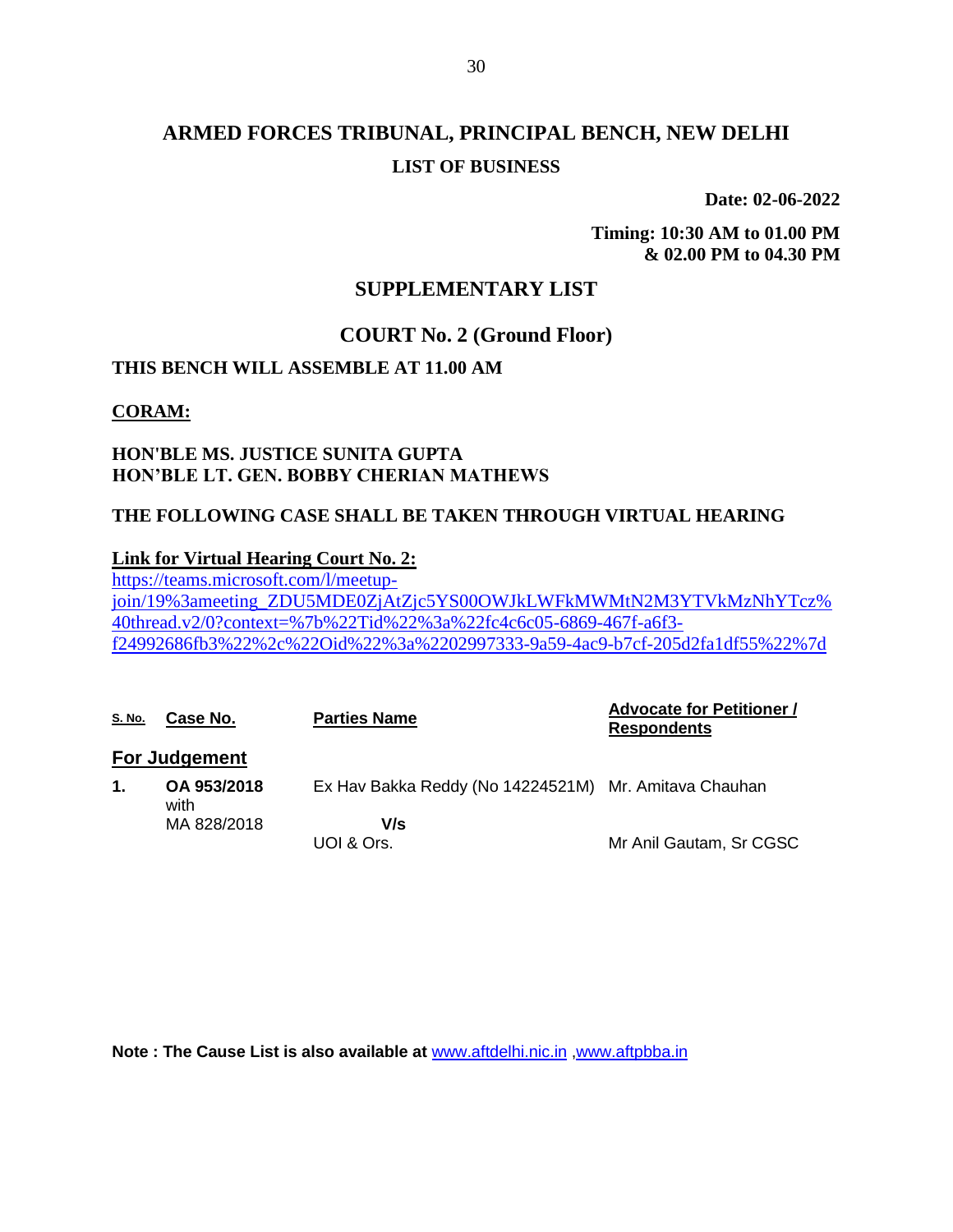# ARMED FORCES TRIBUNAL, PRINCIPAL BENCH, NEW DELHI

## LIST OF BUSINESS

**Date: 02-06-2022**

**Timing: 10:30 AM to 01.00 PM**
**& 02.00 PM to 04.30 PM**

## SUPPLEMENTARY LIST

## COURT No. 2 (Ground Floor)

**THIS BENCH WILL ASSEMBLE AT 11.00 AM**

**CORAM:**

**HON'BLE MS. JUSTICE SUNITA GUPTA**
**HON'BLE LT. GEN. BOBBY CHERIAN MATHEWS**

**THE FOLLOWING CASE SHALL BE TAKEN THROUGH VIRTUAL HEARING**

**Link for Virtual Hearing Court No. 2:**
https://teams.microsoft.com/l/meetup-join/19%3ameeting_ZDU5MDE0ZjAtZjc5YS00OWJkLWFkMWMtN2M3YTVkMzNhYTcz%40thread.v2/0?context=%7b%22Tid%22%3a%22fc4c6c05-6869-467f-a6f3-f24992686fb3%22%2c%22Oid%22%3a%2202997333-9a59-4ac9-b7cf-205d2fa1df55%22%7d

| S. No. | Case No. | Parties Name | Advocate for Petitioner / Respondents |
|---|---|---|---|
| **For Judgement** | | | |
| **1.** | **OA 953/2018** with MA 828/2018 | Ex Hav Bakka Reddy (No 14224521M) **V/s** UOI & Ors. | Mr. Amitava Chauhan<br>Mr Anil Gautam, Sr CGSC |

**Note : The Cause List is also available at** www.aftdelhi.nic.in ,www.aftpbba.in